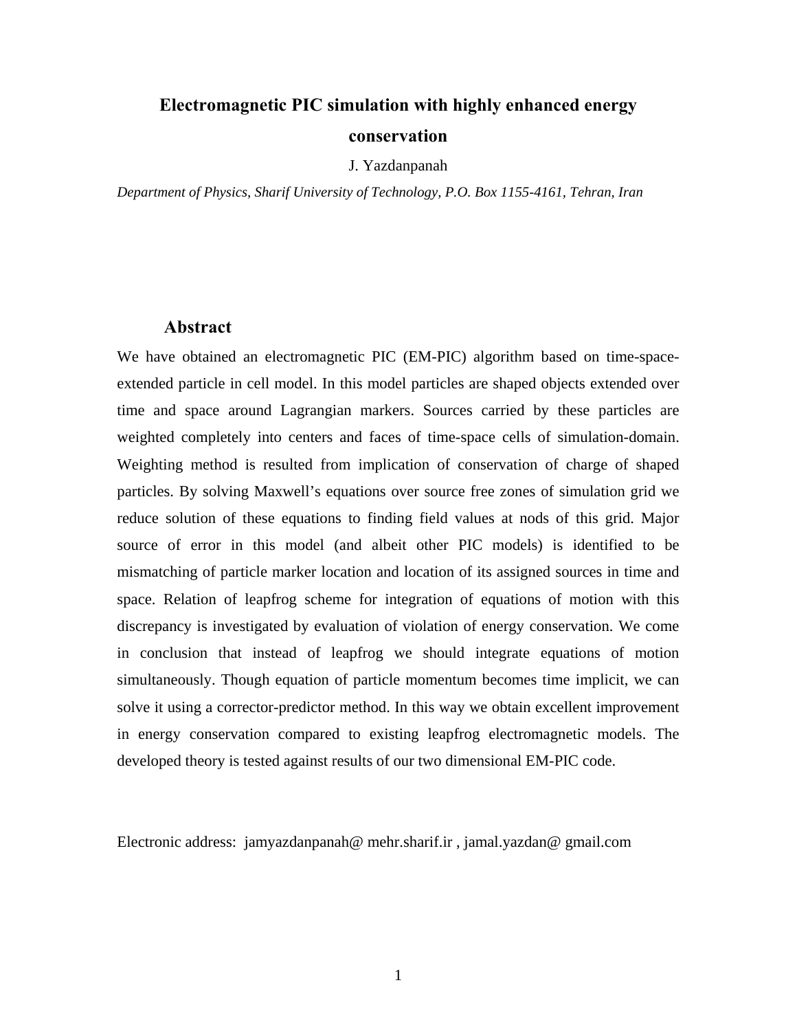# Electromagnetic PIC simulation with highly enhanced energy conservation

J. Yazdanpanah

*Department of Physics, Sharif University of Technology, P.O. Box 1155-4161, Tehran, Iran*

## Abstract

We have obtained an electromagnetic PIC (EM-PIC) algorithm based on time-space-extended particle in cell model. In this model particles are shaped objects extended over time and space around Lagrangian markers. Sources carried by these particles are weighted completely into centers and faces of time-space cells of simulation-domain. Weighting method is resulted from implication of conservation of charge of shaped particles. By solving Maxwell's equations over source free zones of simulation grid we reduce solution of these equations to finding field values at nods of this grid. Major source of error in this model (and albeit other PIC models) is identified to be mismatching of particle marker location and location of its assigned sources in time and space. Relation of leapfrog scheme for integration of equations of motion with this discrepancy is investigated by evaluation of violation of energy conservation. We come in conclusion that instead of leapfrog we should integrate equations of motion simultaneously. Though equation of particle momentum becomes time implicit, we can solve it using a corrector-predictor method. In this way we obtain excellent improvement in energy conservation compared to existing leapfrog electromagnetic models. The developed theory is tested against results of our two dimensional EM-PIC code.

Electronic address: jamyazdanpanah@ mehr.sharif.ir , jamal.yazdan@ gmail.com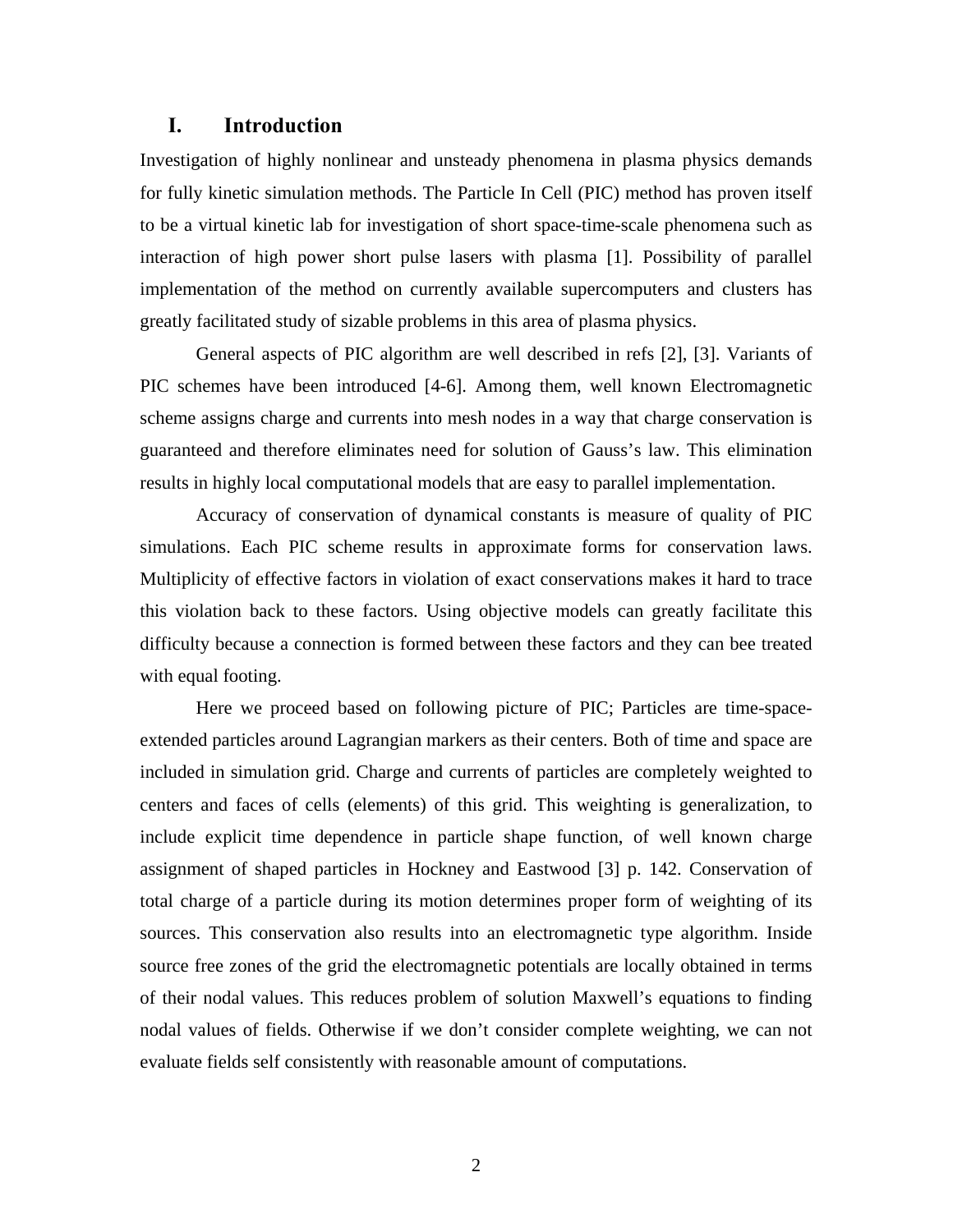# I. Introduction

Investigation of highly nonlinear and unsteady phenomena in plasma physics demands for fully kinetic simulation methods. The Particle In Cell (PIC) method has proven itself to be a virtual kinetic lab for investigation of short space-time-scale phenomena such as interaction of high power short pulse lasers with plasma [1]. Possibility of parallel implementation of the method on currently available supercomputers and clusters has greatly facilitated study of sizable problems in this area of plasma physics.

General aspects of PIC algorithm are well described in refs [2], [3]. Variants of PIC schemes have been introduced [4-6]. Among them, well known Electromagnetic scheme assigns charge and currents into mesh nodes in a way that charge conservation is guaranteed and therefore eliminates need for solution of Gauss's law. This elimination results in highly local computational models that are easy to parallel implementation.

Accuracy of conservation of dynamical constants is measure of quality of PIC simulations. Each PIC scheme results in approximate forms for conservation laws. Multiplicity of effective factors in violation of exact conservations makes it hard to trace this violation back to these factors. Using objective models can greatly facilitate this difficulty because a connection is formed between these factors and they can bee treated with equal footing.

Here we proceed based on following picture of PIC; Particles are time-space-extended particles around Lagrangian markers as their centers. Both of time and space are included in simulation grid. Charge and currents of particles are completely weighted to centers and faces of cells (elements) of this grid. This weighting is generalization, to include explicit time dependence in particle shape function, of well known charge assignment of shaped particles in Hockney and Eastwood [3] p. 142. Conservation of total charge of a particle during its motion determines proper form of weighting of its sources. This conservation also results into an electromagnetic type algorithm. Inside source free zones of the grid the electromagnetic potentials are locally obtained in terms of their nodal values. This reduces problem of solution Maxwell's equations to finding nodal values of fields. Otherwise if we don't consider complete weighting, we can not evaluate fields self consistently with reasonable amount of computations.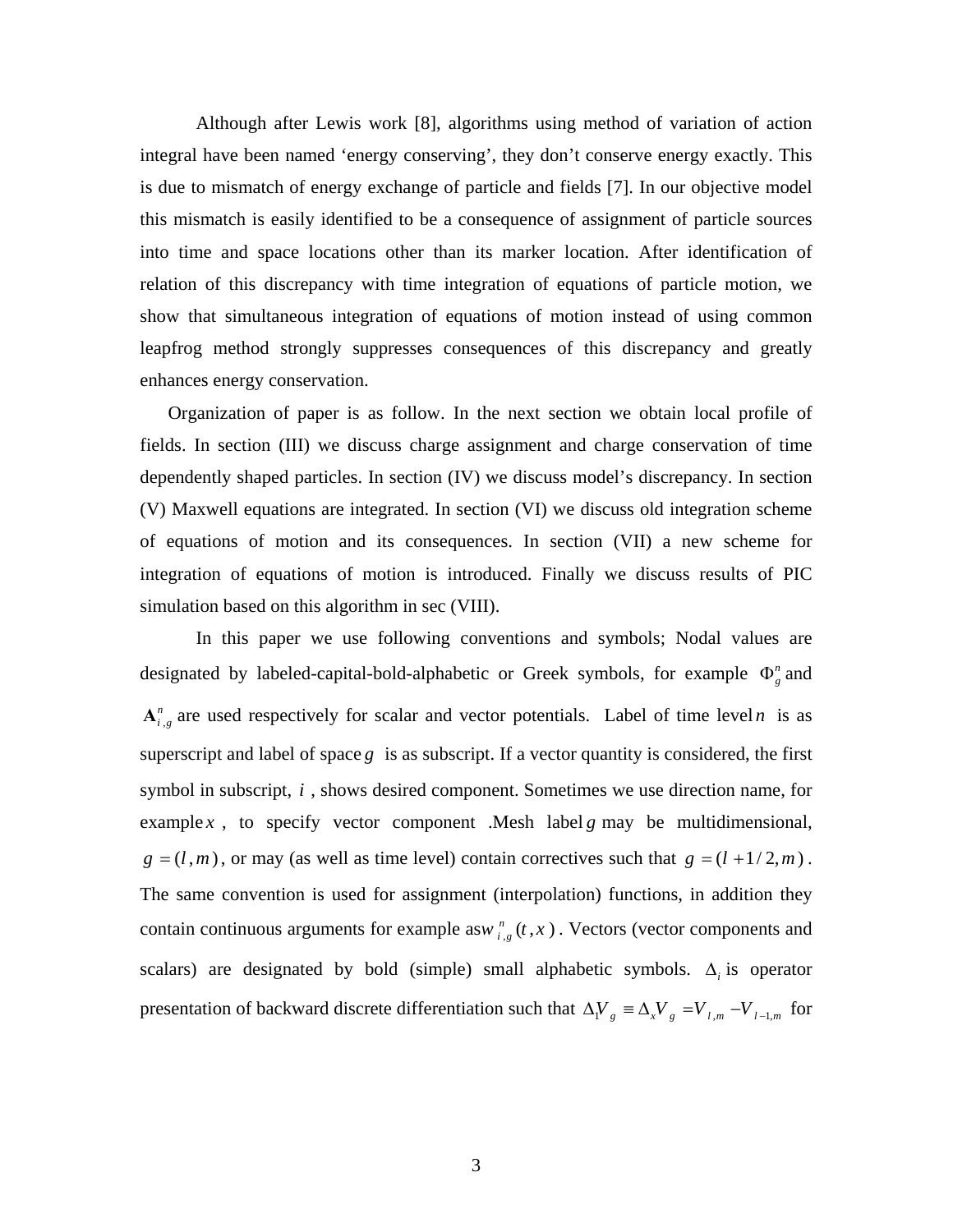Although after Lewis work [8], algorithms using method of variation of action integral have been named ‘energy conserving’, they don’t conserve energy exactly. This is due to mismatch of energy exchange of particle and fields [7]. In our objective model this mismatch is easily identified to be a consequence of assignment of particle sources into time and space locations other than its marker location. After identification of relation of this discrepancy with time integration of equations of particle motion, we show that simultaneous integration of equations of motion instead of using common leapfrog method strongly suppresses consequences of this discrepancy and greatly enhances energy conservation.

Organization of paper is as follow. In the next section we obtain local profile of fields. In section (III) we discuss charge assignment and charge conservation of time dependently shaped particles. In section (IV) we discuss model’s discrepancy. In section (V) Maxwell equations are integrated. In section (VI) we discuss old integration scheme of equations of motion and its consequences. In section (VII) a new scheme for integration of equations of motion is introduced. Finally we discuss results of PIC simulation based on this algorithm in sec (VIII).

In this paper we use following conventions and symbols; Nodal values are designated by labeled-capital-bold-alphabetic or Greek symbols, for example $\Phi_g^n$ and $\mathbf{A}_{i,g}^n$ are used respectively for scalar and vector potentials. Label of time level $n$ is as superscript and label of space $g$ is as subscript. If a vector quantity is considered, the first symbol in subscript, $i$, shows desired component. Sometimes we use direction name, for example $x$, to specify vector component .Mesh label $g$ may be multidimensional, $g=(l,m)$, or may (as well as time level) contain correctives such that $g=(l+1/2,m)$. The same convention is used for assignment (interpolation) functions, in addition they contain continuous arguments for example as $w_{i,g}^n(t,x)$. Vectors (vector components and scalars) are designated by bold (simple) small alphabetic symbols. $\Delta_i$ is operator presentation of backward discrete differentiation such that $\Delta_1 V_g \equiv \Delta_x V_g = V_{l,m} - V_{l-1,m}$ for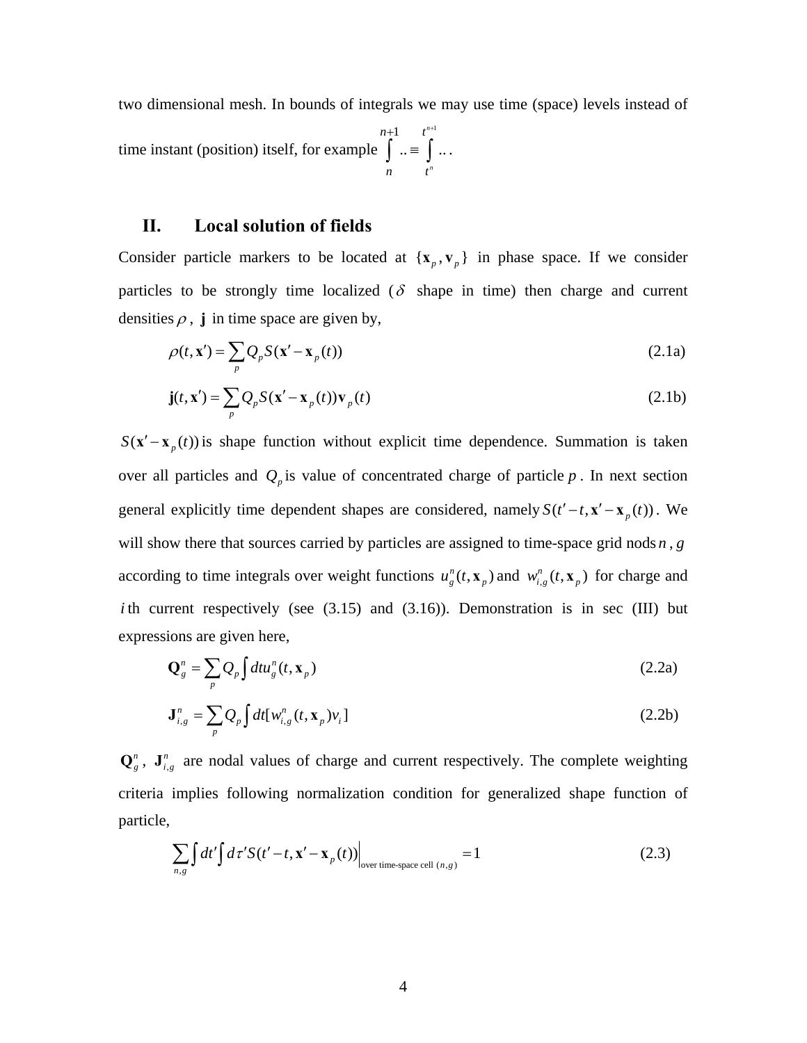two dimensional mesh. In bounds of integrals we may use time (space) levels instead of time instant (position) itself, for example $\int\limits_{n}^{n+1} .. \equiv \int\limits_{t^n}^{t^{n+1}} ...$.

## II. Local solution of fields

Consider particle markers to be located at $\{\mathbf{x}_p, \mathbf{v}_p\}$ in phase space. If we consider particles to be strongly time localized ($\delta$ shape in time) then charge and current densities $\rho$, $\mathbf{j}$ in time space are given by,

$$\rho(t, \mathbf{x}') = \sum_p Q_p S(\mathbf{x}' - \mathbf{x}_p(t)) \tag{2.1a}$$

$$\mathbf{j}(t, \mathbf{x}') = \sum_p Q_p S(\mathbf{x}' - \mathbf{x}_p(t)) \mathbf{v}_p(t) \tag{2.1b}$$

$S(\mathbf{x}' - \mathbf{x}_p(t))$ is shape function without explicit time dependence. Summation is taken over all particles and $Q_p$ is value of concentrated charge of particle $p$. In next section general explicitly time dependent shapes are considered, namely $S(t'-t, \mathbf{x}' - \mathbf{x}_p(t))$. We will show there that sources carried by particles are assigned to time-space grid nods $n$, $g$ according to time integrals over weight functions $u_g^n(t, \mathbf{x}_p)$ and $w_{i,g}^n(t, \mathbf{x}_p)$ for charge and $i$th current respectively (see (3.15) and (3.16)). Demonstration is in sec (III) but expressions are given here,

$$\mathbf{Q}_g^n = \sum_p Q_p \int dt u_g^n(t, \mathbf{x}_p) \tag{2.2a}$$

$$\mathbf{J}_{i,g}^n = \sum_p Q_p \int dt [w_{i,g}^n(t, \mathbf{x}_p) v_i] \tag{2.2b}$$

$\mathbf{Q}_g^n$, $\mathbf{J}_{i,g}^n$ are nodal values of charge and current respectively. The complete weighting criteria implies following normalization condition for generalized shape function of particle,

$$\sum_{n,g} \int dt' \int d\tau' S(t'-t, \mathbf{x}' - \mathbf{x}_p(t)) \Big|_{\text{over time-space cell } (n,g)} = 1 \tag{2.3}$$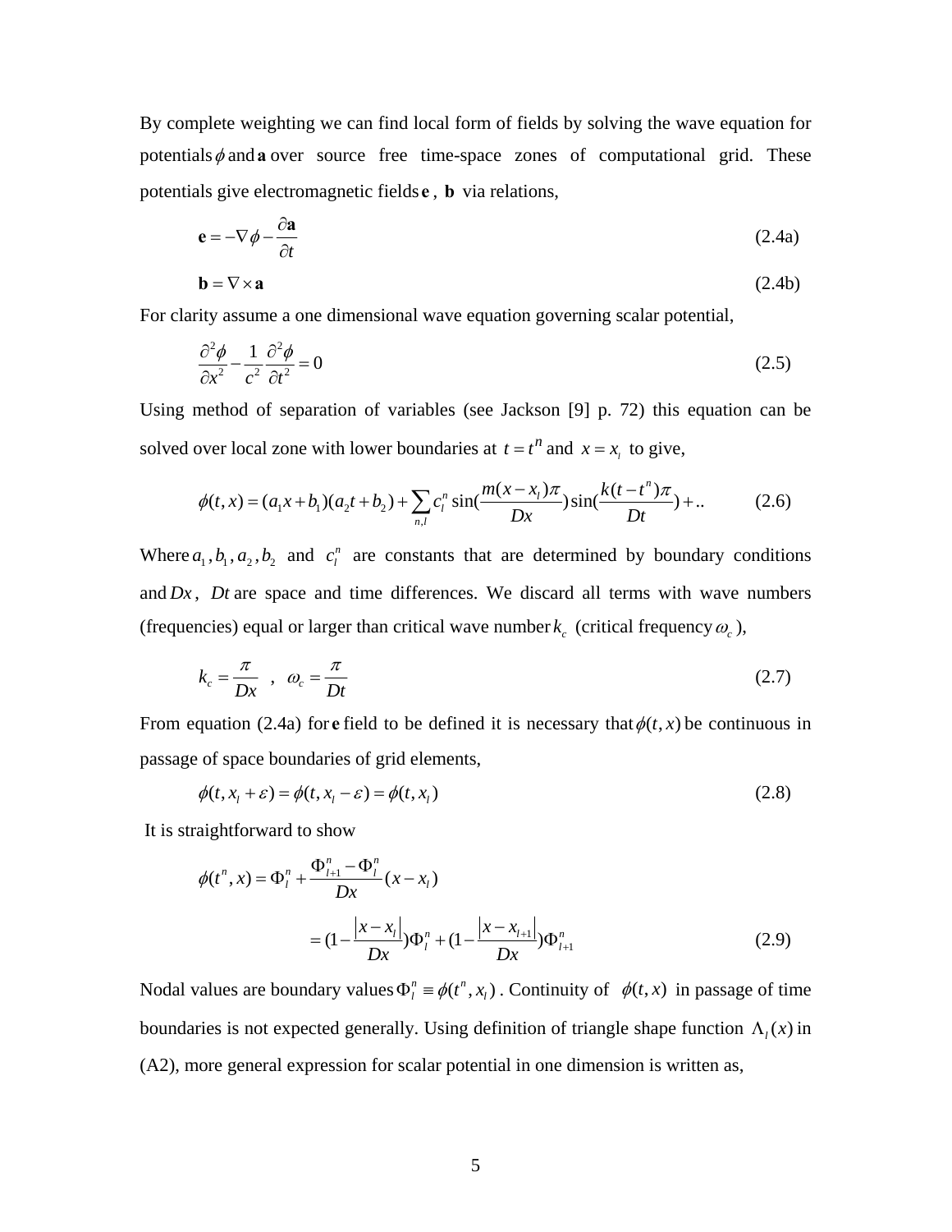By complete weighting we can find local form of fields by solving the wave equation for potentials $\phi$ and $\mathbf{a}$ over source free time-space zones of computational grid. These potentials give electromagnetic fields $\mathbf{e}$ , $\mathbf{b}$ via relations,

$$\mathbf{e} = -\nabla\phi - \frac{\partial \mathbf{a}}{\partial t} \tag{2.4a}$$

$$\mathbf{b} = \nabla \times \mathbf{a} \tag{2.4b}$$

For clarity assume a one dimensional wave equation governing scalar potential,

$$\frac{\partial^2\phi}{\partial x^2} - \frac{1}{c^2}\frac{\partial^2\phi}{\partial t^2} = 0 \tag{2.5}$$

Using method of separation of variables (see Jackson [9] p. 72) this equation can be solved over local zone with lower boundaries at $t = t^n$ and $x = x_l$ to give,

$$\phi(t,x) = (a_1 x + b_1)(a_2 t + b_2) + \sum_{n,l} c_l^n \sin\left(\frac{m(x-x_l)\pi}{Dx}\right)\sin\left(\frac{k(t-t^n)\pi}{Dt}\right) + .. \tag{2.6}$$

Where $a_1, b_1, a_2, b_2$ and $c_l^n$ are constants that are determined by boundary conditions and $Dx$ , $Dt$ are space and time differences. We discard all terms with wave numbers (frequencies) equal or larger than critical wave number $k_c$ (critical frequency $\omega_c$ ),

$$k_c = \frac{\pi}{Dx} \quad , \quad \omega_c = \frac{\pi}{Dt} \tag{2.7}$$

From equation (2.4a) for $\mathbf{e}$ field to be defined it is necessary that $\phi(t,x)$ be continuous in passage of space boundaries of grid elements,

$$\phi(t, x_l + \varepsilon) = \phi(t, x_l - \varepsilon) = \phi(t, x_l) \tag{2.8}$$

It is straightforward to show

$$\begin{aligned}\phi(t^n, x) &= \Phi_l^n + \frac{\Phi_{l+1}^n - \Phi_l^n}{Dx}(x - x_l) \\ &= \left(1 - \frac{|x - x_l|}{Dx}\right)\Phi_l^n + \left(1 - \frac{|x - x_{l+1}|}{Dx}\right)\Phi_{l+1}^n \end{aligned} \tag{2.9}$$

Nodal values are boundary values $\Phi_l^n \equiv \phi(t^n, x_l)$ . Continuity of $\phi(t,x)$ in passage of time boundaries is not expected generally. Using definition of triangle shape function $\Lambda_l(x)$ in (A2), more general expression for scalar potential in one dimension is written as,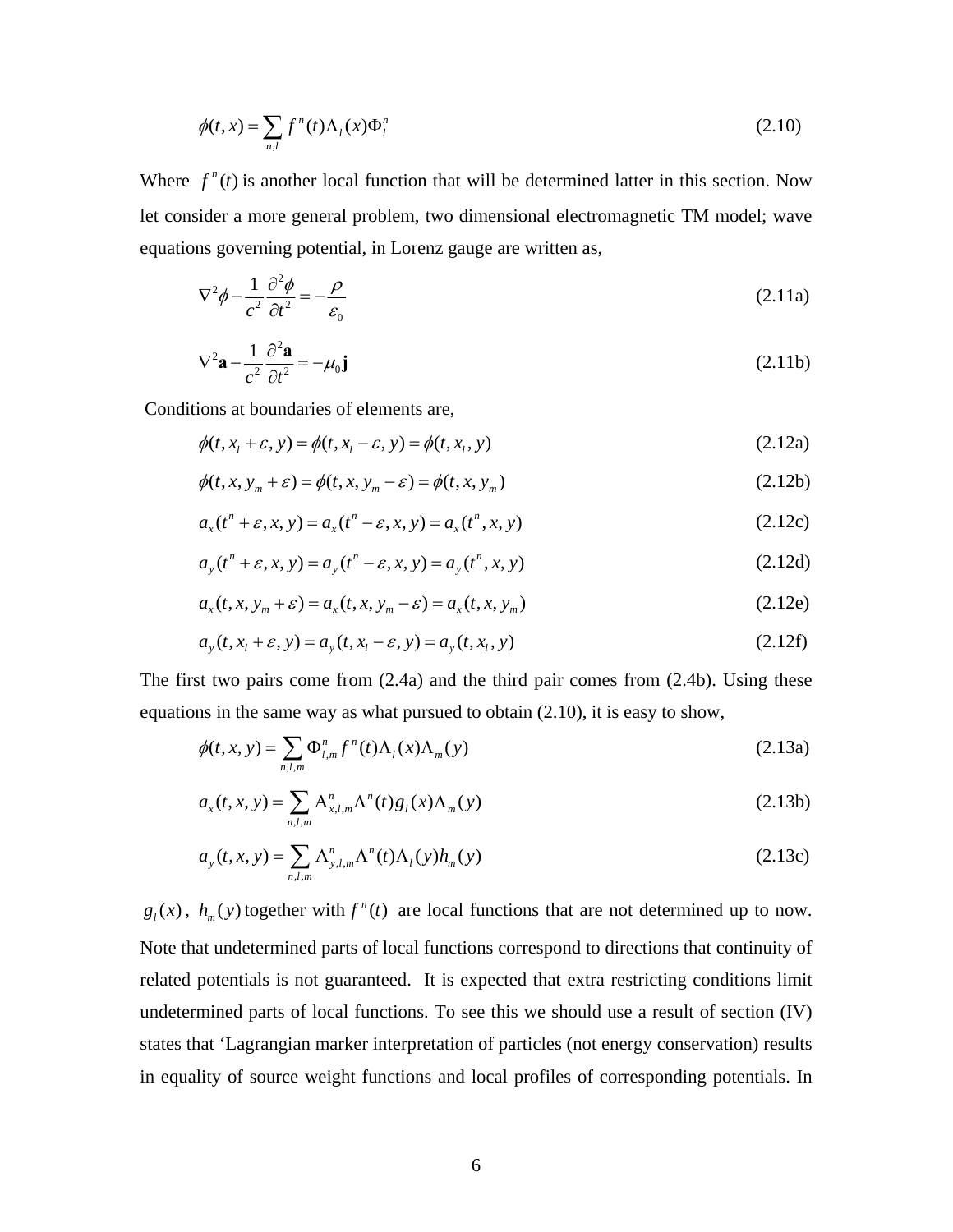$$\phi(t,x) = \sum_{n,l} f^n(t)\Lambda_l(x)\Phi_l^n \tag{2.10}$$

Where $f^n(t)$ is another local function that will be determined latter in this section. Now let consider a more general problem, two dimensional electromagnetic TM model; wave equations governing potential, in Lorenz gauge are written as,

$$\nabla^2\phi - \frac{1}{c^2}\frac{\partial^2\phi}{\partial t^2} = -\frac{\rho}{\varepsilon_0} \tag{2.11a}$$

$$\nabla^2\mathbf{a} - \frac{1}{c^2}\frac{\partial^2\mathbf{a}}{\partial t^2} = -\mu_0\mathbf{j} \tag{2.11b}$$

Conditions at boundaries of elements are,

$$\phi(t, x_l + \varepsilon, y) = \phi(t, x_l - \varepsilon, y) = \phi(t, x_l, y) \tag{2.12a}$$

$$\phi(t, x, y_m + \varepsilon) = \phi(t, x, y_m - \varepsilon) = \phi(t, x, y_m) \tag{2.12b}$$

$$a_x(t^n + \varepsilon, x, y) = a_x(t^n - \varepsilon, x, y) = a_x(t^n, x, y) \tag{2.12c}$$

$$a_y(t^n + \varepsilon, x, y) = a_y(t^n - \varepsilon, x, y) = a_y(t^n, x, y) \tag{2.12d}$$

$$a_x(t, x, y_m + \varepsilon) = a_x(t, x, y_m - \varepsilon) = a_x(t, x, y_m) \tag{2.12e}$$

$$a_y(t, x_l + \varepsilon, y) = a_y(t, x_l - \varepsilon, y) = a_y(t, x_l, y) \tag{2.12f}$$

The first two pairs come from (2.4a) and the third pair comes from (2.4b). Using these equations in the same way as what pursued to obtain (2.10), it is easy to show,

$$\phi(t,x,y) = \sum_{n,l,m} \Phi_{l,m}^n f^n(t)\Lambda_l(x)\Lambda_m(y) \tag{2.13a}$$

$$a_x(t,x,y) = \sum_{n,l,m} \mathrm{A}_{x,l,m}^n \Lambda^n(t) g_l(x)\Lambda_m(y) \tag{2.13b}$$

$$a_y(t,x,y) = \sum_{n,l,m} \mathrm{A}_{y,l,m}^n \Lambda^n(t)\Lambda_l(y) h_m(y) \tag{2.13c}$$

$g_l(x)$, $h_m(y)$ together with $f^n(t)$ are local functions that are not determined up to now. Note that undetermined parts of local functions correspond to directions that continuity of related potentials is not guaranteed. It is expected that extra restricting conditions limit undetermined parts of local functions. To see this we should use a result of section (IV) states that 'Lagrangian marker interpretation of particles (not energy conservation) results in equality of source weight functions and local profiles of corresponding potentials. In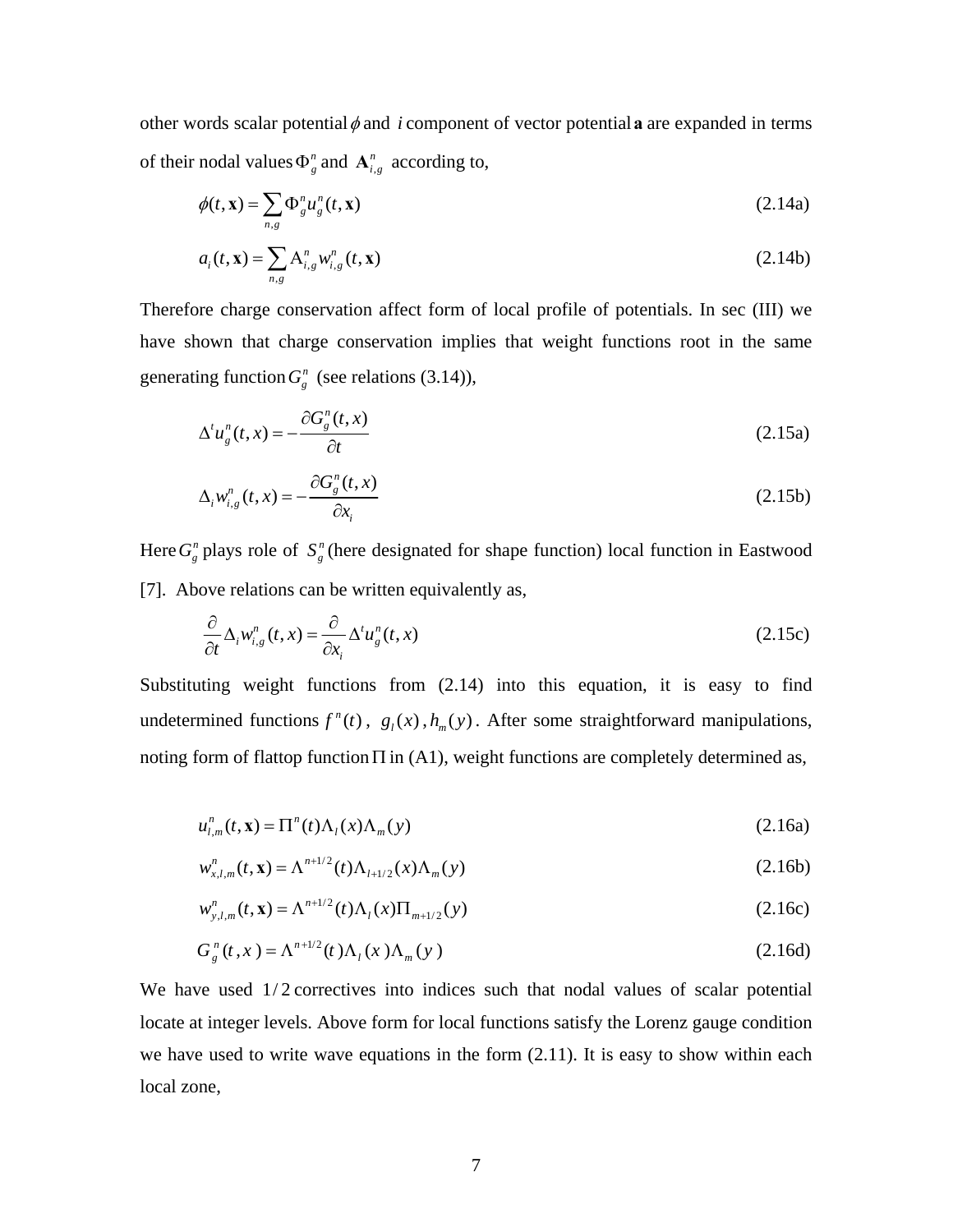other words scalar potential $\phi$ and $i$ component of vector potential $\mathbf{a}$ are expanded in terms of their nodal values $\Phi_g^n$ and $\mathbf{A}_{i,g}^n$ according to,

$$\phi(t,\mathbf{x}) = \sum_{n,g} \Phi_g^n u_g^n(t,\mathbf{x}) \tag{2.14a}$$

$$a_i(t,\mathbf{x}) = \sum_{n,g} \mathrm{A}_{i,g}^n w_{i,g}^n(t,\mathbf{x}) \tag{2.14b}$$

Therefore charge conservation affect form of local profile of potentials. In sec (III) we have shown that charge conservation implies that weight functions root in the same generating function $G_g^n$ (see relations (3.14)),

$$\Delta^t u_g^n(t,x) = -\frac{\partial G_g^n(t,x)}{\partial t} \tag{2.15a}$$

$$\Delta_i w_{i,g}^n(t,x) = -\frac{\partial G_g^n(t,x)}{\partial x_i} \tag{2.15b}$$

Here $G_g^n$ plays role of $S_g^n$ (here designated for shape function) local function in Eastwood [7]. Above relations can be written equivalently as,

$$\frac{\partial}{\partial t}\Delta_i w_{i,g}^n(t,x) = \frac{\partial}{\partial x_i}\Delta^t u_g^n(t,x) \tag{2.15c}$$

Substituting weight functions from (2.14) into this equation, it is easy to find undetermined functions $f^n(t)$, $g_l(x)$, $h_m(y)$. After some straightforward manipulations, noting form of flattop function $\Pi$ in (A1), weight functions are completely determined as,

$$u_{l,m}^n(t,\mathbf{x}) = \Pi^n(t)\Lambda_l(x)\Lambda_m(y) \tag{2.16a}$$

$$w_{x,l,m}^n(t,\mathbf{x}) = \Lambda^{n+1/2}(t)\Lambda_{l+1/2}(x)\Lambda_m(y) \tag{2.16b}$$

$$w_{y,l,m}^n(t,\mathbf{x}) = \Lambda^{n+1/2}(t)\Lambda_l(x)\Pi_{m+1/2}(y) \tag{2.16c}$$

$$G_g^n(t,x) = \Lambda^{n+1/2}(t)\Lambda_l(x)\Lambda_m(y) \tag{2.16d}$$

We have used $1/2$ correctives into indices such that nodal values of scalar potential locate at integer levels. Above form for local functions satisfy the Lorenz gauge condition we have used to write wave equations in the form (2.11). It is easy to show within each local zone,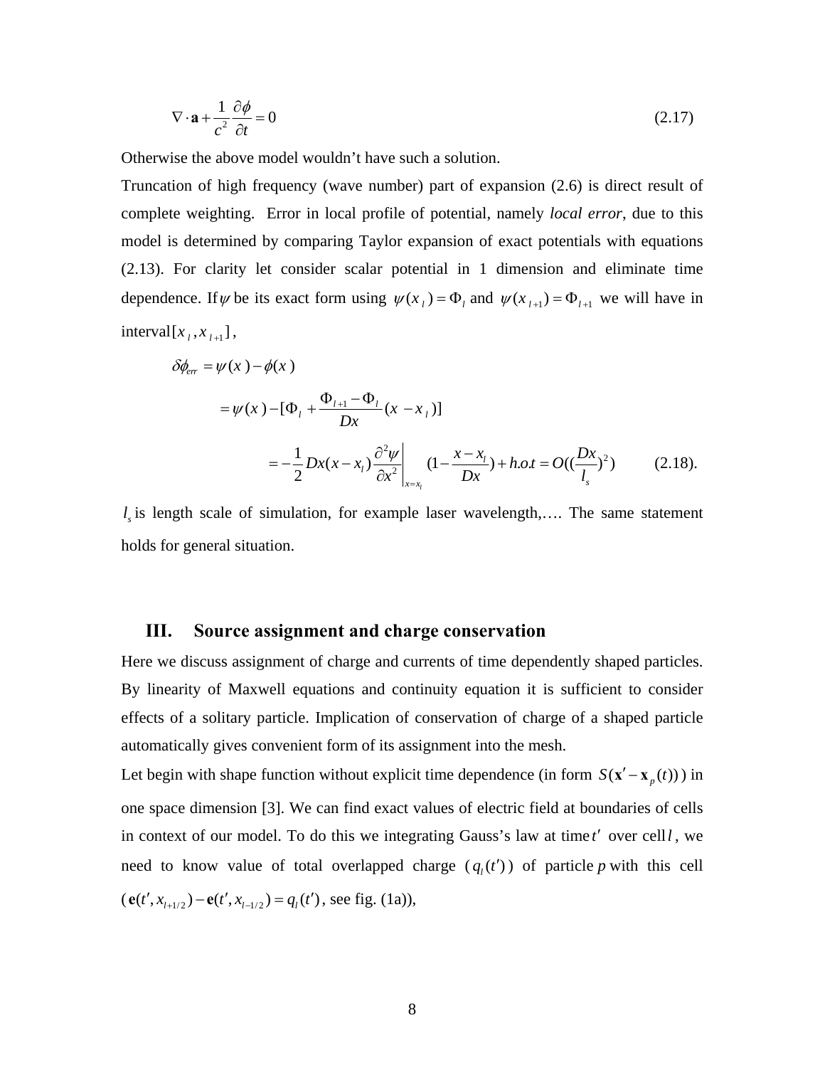$$\nabla \cdot \mathbf{a} + \frac{1}{c^2} \frac{\partial \phi}{\partial t} = 0 \tag{2.17}$$

Otherwise the above model wouldn't have such a solution.

Truncation of high frequency (wave number) part of expansion (2.6) is direct result of complete weighting. Error in local profile of potential, namely *local error*, due to this model is determined by comparing Taylor expansion of exact potentials with equations (2.13). For clarity let consider scalar potential in 1 dimension and eliminate time dependence. If $\psi$ be its exact form using $\psi(x_l) = \Phi_l$ and $\psi(x_{l+1}) = \Phi_{l+1}$ we will have in interval $[x_l, x_{l+1}]$,

$$\begin{aligned}
\delta\phi_{err} &= \psi(x) - \phi(x) \\
&= \psi(x) - [\Phi_l + \frac{\Phi_{l+1} - \Phi_l}{Dx}(x - x_l)] \\
&= -\frac{1}{2} Dx(x - x_l) \left.\frac{\partial^2 \psi}{\partial x^2}\right|_{x=x_l} (1 - \frac{x - x_l}{Dx}) + h.o.t = O((\frac{Dx}{l_s})^2)
\end{aligned} \tag{2.18}$$

$l_s$ is length scale of simulation, for example laser wavelength,…. The same statement holds for general situation.

## III. Source assignment and charge conservation

Here we discuss assignment of charge and currents of time dependently shaped particles. By linearity of Maxwell equations and continuity equation it is sufficient to consider effects of a solitary particle. Implication of conservation of charge of a shaped particle automatically gives convenient form of its assignment into the mesh.

Let begin with shape function without explicit time dependence (in form $S(\mathbf{x}' - \mathbf{x}_p(t))$) in one space dimension [3]. We can find exact values of electric field at boundaries of cells in context of our model. To do this we integrating Gauss's law at time $t'$ over cell $l$, we need to know value of total overlapped charge ($q_l(t')$) of particle $p$ with this cell ($\mathbf{e}(t', x_{l+1/2}) - \mathbf{e}(t', x_{l-1/2}) = q_l(t')$, see fig. (1a)),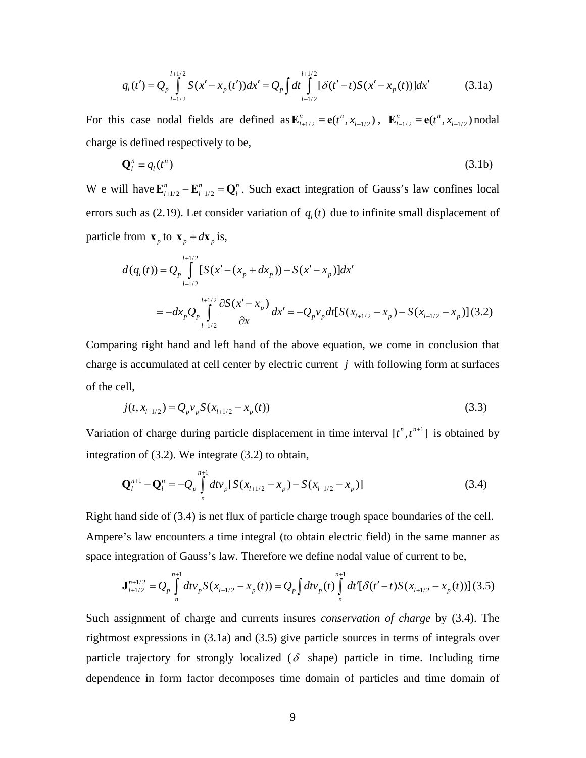$$q_l(t') = Q_p \int_{l-1/2}^{l+1/2} S(x' - x_p(t'))dx' = Q_p \int dt \int_{l-1/2}^{l+1/2} [\delta(t'-t)S(x' - x_p(t))]dx' \tag{3.1a}$$

For this case nodal fields are defined as $\mathbf{E}_{l+1/2}^n \equiv \mathbf{e}(t^n, x_{l+1/2})$ , $\mathbf{E}_{l-1/2}^n \equiv \mathbf{e}(t^n, x_{l-1/2})$ nodal charge is defined respectively to be,

$$\mathbf{Q}_l^n \equiv q_l(t^n) \tag{3.1b}$$

W e will have $\mathbf{E}_{l+1/2}^n - \mathbf{E}_{l-1/2}^n = \mathbf{Q}_l^n$ . Such exact integration of Gauss's law confines local errors such as (2.19). Let consider variation of $q_l(t)$ due to infinite small displacement of particle from $\mathbf{x}_p$ to $\mathbf{x}_p + d\mathbf{x}_p$ is,

$$d(q_l(t)) = Q_p \int_{l-1/2}^{l+1/2} [S(x' - (x_p + dx_p)) - S(x' - x_p)]dx'$$

$$= -dx_p Q_p \int_{l-1/2}^{l+1/2} \frac{\partial S(x' - x_p)}{\partial x} dx' = -Q_p v_p dt[S(x_{l+1/2} - x_p) - S(x_{l-1/2} - x_p)] \tag{3.2}$$

Comparing right hand and left hand of the above equation, we come in conclusion that charge is accumulated at cell center by electric current $j$ with following form at surfaces of the cell,

$$j(t, x_{l+1/2}) = Q_p v_p S(x_{l+1/2} - x_p(t)) \tag{3.3}$$

Variation of charge during particle displacement in time interval $[t^n, t^{n+1}]$ is obtained by integration of (3.2). We integrate (3.2) to obtain,

$$\mathbf{Q}_l^{n+1} - \mathbf{Q}_l^n = -Q_p \int_n^{n+1} dt v_p [S(x_{l+1/2} - x_p) - S(x_{l-1/2} - x_p)] \tag{3.4}$$

Right hand side of (3.4) is net flux of particle charge trough space boundaries of the cell. Ampere's law encounters a time integral (to obtain electric field) in the same manner as space integration of Gauss's law. Therefore we define nodal value of current to be,

$$\mathbf{J}_{l+1/2}^{n+1/2} = Q_p \int_n^{n+1} dt v_p S(x_{l+1/2} - x_p(t)) = Q_p \int dt v_p(t) \int_n^{n+1} dt' [\delta(t'-t) S(x_{l+1/2} - x_p(t))] \tag{3.5}$$

Such assignment of charge and currents insures *conservation of charge* by (3.4). The rightmost expressions in (3.1a) and (3.5) give particle sources in terms of integrals over particle trajectory for strongly localized ($\delta$ shape) particle in time. Including time dependence in form factor decomposes time domain of particles and time domain of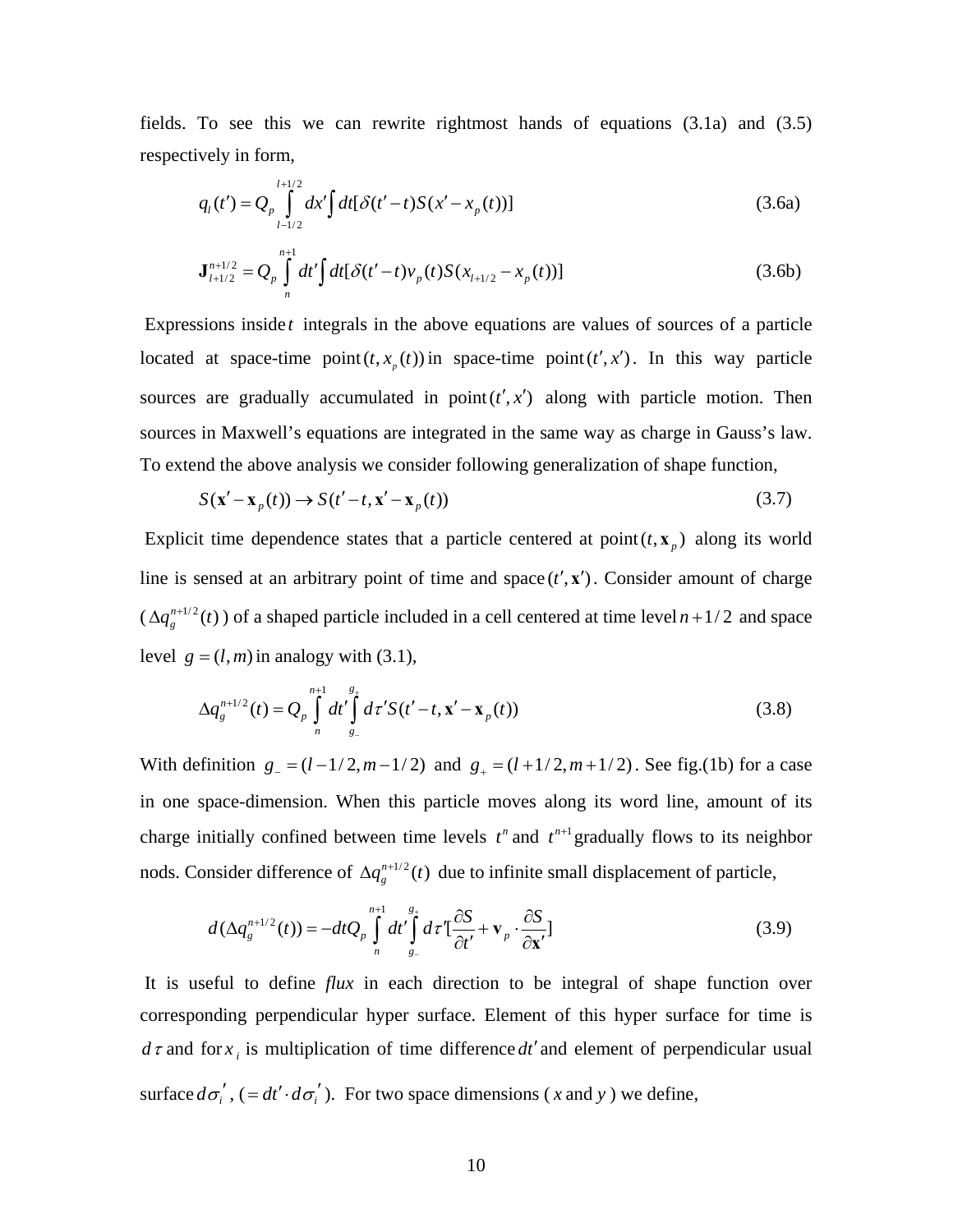fields. To see this we can rewrite rightmost hands of equations (3.1a) and (3.5) respectively in form,

$$q_l(t') = Q_p \int_{l-1/2}^{l+1/2} dx' \int dt[\delta(t'-t)S(x'-x_p(t))] \tag{3.6a}$$

$$\mathbf{J}_{l+1/2}^{n+1/2} = Q_p \int_{n}^{n+1} dt' \int dt[\delta(t'-t)v_p(t)S(x_{l+1/2}-x_p(t))] \tag{3.6b}$$

Expressions inside $t$ integrals in the above equations are values of sources of a particle located at space-time point $(t, x_p(t))$ in space-time point $(t', x')$. In this way particle sources are gradually accumulated in point $(t', x')$ along with particle motion. Then sources in Maxwell's equations are integrated in the same way as charge in Gauss's law. To extend the above analysis we consider following generalization of shape function,

$$S(\mathbf{x}'-\mathbf{x}_p(t)) \to S(t'-t, \mathbf{x}'-\mathbf{x}_p(t)) \tag{3.7}$$

Explicit time dependence states that a particle centered at point $(t, \mathbf{x}_p)$ along its world line is sensed at an arbitrary point of time and space $(t', \mathbf{x}')$. Consider amount of charge ($\Delta q_g^{n+1/2}(t)$) of a shaped particle included in a cell centered at time level $n+1/2$ and space level $g = (l, m)$ in analogy with (3.1),

$$\Delta q_g^{n+1/2}(t) = Q_p \int_{n}^{n+1} dt' \int_{g_-}^{g_+} d\tau' S(t'-t, \mathbf{x}'-\mathbf{x}_p(t)) \tag{3.8}$$

With definition $g_- = (l-1/2, m-1/2)$ and $g_+ = (l+1/2, m+1/2)$. See fig.(1b) for a case in one space-dimension. When this particle moves along its word line, amount of its charge initially confined between time levels $t^n$ and $t^{n+1}$ gradually flows to its neighbor nods. Consider difference of $\Delta q_g^{n+1/2}(t)$ due to infinite small displacement of particle,

$$d(\Delta q_g^{n+1/2}(t)) = -dtQ_p \int_{n}^{n+1} dt' \int_{g_-}^{g_+} d\tau' [\frac{\partial S}{\partial t'} + \mathbf{v}_p \cdot \frac{\partial S}{\partial \mathbf{x}'}] \tag{3.9}$$

It is useful to define *flux* in each direction to be integral of shape function over corresponding perpendicular hyper surface. Element of this hyper surface for time is $d\tau$ and for $x_i$ is multiplication of time difference $dt'$ and element of perpendicular usual surface $d\sigma_i'$, $(= dt' \cdot d\sigma_i')$. For two space dimensions ($x$ and $y$) we define,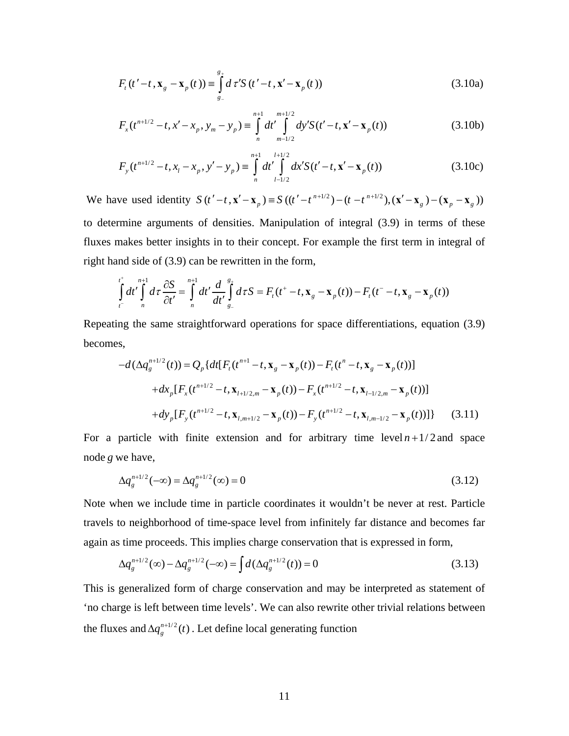$$F_t(t'-t,\mathbf{x}_g-\mathbf{x}_p(t)) \equiv \int_{g_-}^{g_+} d\tau' S(t'-t,\mathbf{x}'-\mathbf{x}_p(t)) \tag{3.10a}$$

$$F_x(t^{n+1/2}-t,x'-x_p,y_m-y_p) \equiv \int_n^{n+1} dt' \int_{m-1/2}^{m+1/2} dy' S(t'-t,\mathbf{x}'-\mathbf{x}_p(t)) \tag{3.10b}$$

$$F_y(t^{n+1/2}-t,x_l-x_p,y'-y_p) \equiv \int_n^{n+1} dt' \int_{l-1/2}^{l+1/2} dx' S(t'-t,\mathbf{x}'-\mathbf{x}_p(t)) \tag{3.10c}$$

We have used identity $S(t'-t,\mathbf{x}'-\mathbf{x}_p) \equiv S((t'-t^{n+1/2})-(t-t^{n+1/2}),(\mathbf{x}'-\mathbf{x}_g)-(\mathbf{x}_p-\mathbf{x}_g))$ to determine arguments of densities. Manipulation of integral (3.9) in terms of these fluxes makes better insights in to their concept. For example the first term in integral of right hand side of (3.9) can be rewritten in the form,

$$\int_{t^-}^{t^+} dt' \int_n^{n+1} d\tau \frac{\partial S}{\partial t'} = \int_n^{n+1} dt' \frac{d}{dt'} \int_{g_-}^{g_+} d\tau S = F_t(t^+-t,\mathbf{x}_g-\mathbf{x}_p(t)) - F_t(t^--t,\mathbf{x}_g-\mathbf{x}_p(t))$$

Repeating the same straightforward operations for space differentiations, equation (3.9) becomes,

$$\begin{aligned}
-d(\Delta q_g^{n+1/2}(t)) = Q_p\{ & dt[F_t(t^{n+1}-t,\mathbf{x}_g-\mathbf{x}_p(t)) - F_t(t^n-t,\mathbf{x}_g-\mathbf{x}_p(t))] \\
& + dx_p[F_x(t^{n+1/2}-t,\mathbf{x}_{l+1/2,m}-\mathbf{x}_p(t)) - F_x(t^{n+1/2}-t,\mathbf{x}_{l-1/2,m}-\mathbf{x}_p(t))] \\
& + dy_p[F_y(t^{n+1/2}-t,\mathbf{x}_{l,m+1/2}-\mathbf{x}_p(t)) - F_y(t^{n+1/2}-t,\mathbf{x}_{l,m-1/2}-\mathbf{x}_p(t))]\}
\end{aligned} \tag{3.11}$$

For a particle with finite extension and for arbitrary time level $n+1/2$ and space node $g$ we have,

$$\Delta q_g^{n+1/2}(-\infty) = \Delta q_g^{n+1/2}(\infty) = 0 \tag{3.12}$$

Note when we include time in particle coordinates it wouldn't be never at rest. Particle travels to neighborhood of time-space level from infinitely far distance and becomes far again as time proceeds. This implies charge conservation that is expressed in form,

$$\Delta q_g^{n+1/2}(\infty) - \Delta q_g^{n+1/2}(-\infty) = \int d(\Delta q_g^{n+1/2}(t)) = 0 \tag{3.13}$$

This is generalized form of charge conservation and may be interpreted as statement of 'no charge is left between time levels'. We can also rewrite other trivial relations between the fluxes and $\Delta q_g^{n+1/2}(t)$. Let define local generating function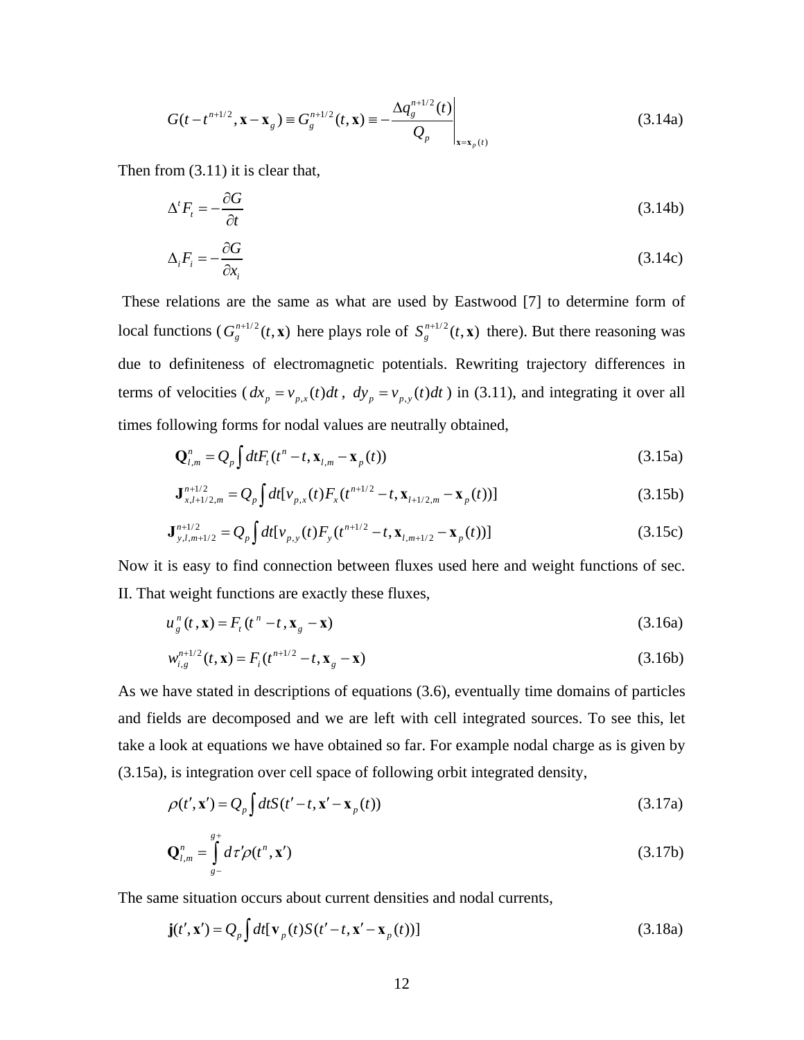$$G(t-t^{n+1/2},\mathbf{x}-\mathbf{x}_g)\equiv G_g^{n+1/2}(t,\mathbf{x})\equiv -\left.\frac{\Delta q_g^{n+1/2}(t)}{Q_p}\right|_{\mathbf{x}=\mathbf{x}_p(t)} \tag{3.14a}$$

Then from (3.11) it is clear that,

$$\Delta^t F_t = -\frac{\partial G}{\partial t} \tag{3.14b}$$

$$\Delta_i F_i = -\frac{\partial G}{\partial x_i} \tag{3.14c}$$

These relations are the same as what are used by Eastwood [7] to determine form of local functions ($G_g^{n+1/2}(t,\mathbf{x})$ here plays role of $S_g^{n+1/2}(t,\mathbf{x})$ there). But there reasoning was due to definiteness of electromagnetic potentials. Rewriting trajectory differences in terms of velocities ($dx_p = v_{p,x}(t)dt$, $dy_p = v_{p,y}(t)dt$) in (3.11), and integrating it over all times following forms for nodal values are neutrally obtained,

$$\mathbf{Q}_{l,m}^n = Q_p \int dt F_t(t^n - t, \mathbf{x}_{l,m} - \mathbf{x}_p(t)) \tag{3.15a}$$

$$\mathbf{J}_{x,l+1/2,m}^{n+1/2} = Q_p \int dt [v_{p,x}(t) F_x(t^{n+1/2} - t, \mathbf{x}_{l+1/2,m} - \mathbf{x}_p(t))] \tag{3.15b}$$

$$\mathbf{J}_{y,l,m+1/2}^{n+1/2} = Q_p \int dt [v_{p,y}(t) F_y(t^{n+1/2} - t, \mathbf{x}_{l,m+1/2} - \mathbf{x}_p(t))] \tag{3.15c}$$

Now it is easy to find connection between fluxes used here and weight functions of sec. II. That weight functions are exactly these fluxes,

$$u_g^n(t,\mathbf{x}) = F_t(t^n - t, \mathbf{x}_g - \mathbf{x}) \tag{3.16a}$$

$$w_{i,g}^{n+1/2}(t,\mathbf{x}) = F_i(t^{n+1/2} - t, \mathbf{x}_g - \mathbf{x}) \tag{3.16b}$$

As we have stated in descriptions of equations (3.6), eventually time domains of particles and fields are decomposed and we are left with cell integrated sources. To see this, let take a look at equations we have obtained so far. For example nodal charge as is given by (3.15a), is integration over cell space of following orbit integrated density,

$$\rho(t',\mathbf{x}') = Q_p \int dt S(t'-t, \mathbf{x}' - \mathbf{x}_p(t)) \tag{3.17a}$$

$$\mathbf{Q}_{l,m}^n = \int_{g-}^{g+} d\tau' \rho(t^n, \mathbf{x}') \tag{3.17b}$$

The same situation occurs about current densities and nodal currents,

$$\mathbf{j}(t',\mathbf{x}') = Q_p \int dt [\mathbf{v}_p(t) S(t'-t, \mathbf{x}' - \mathbf{x}_p(t))] \tag{3.18a}$$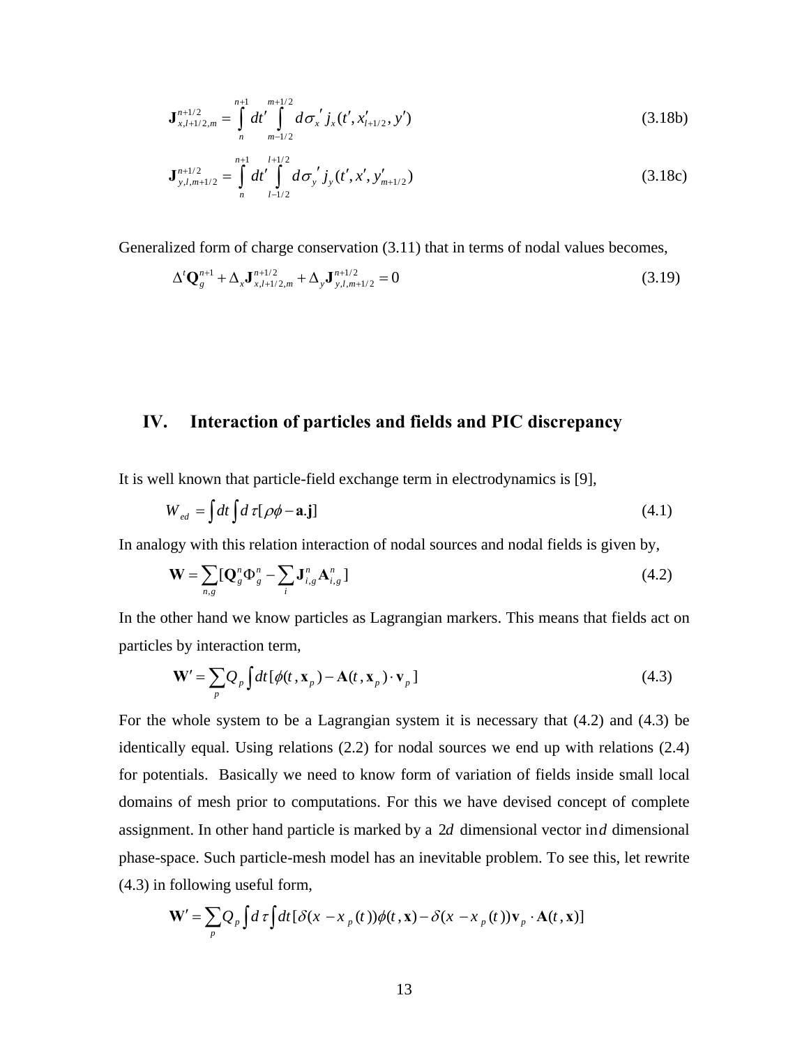$$\mathbf{J}^{n+1/2}_{x,l+1/2,m} = \int\limits_{n}^{n+1} dt' \int\limits_{m-1/2}^{m+1/2} d\sigma_x{}' \, j_x(t', x'_{l+1/2}, y') \tag{3.18b}$$

$$\mathbf{J}^{n+1/2}_{y,l,m+1/2} = \int\limits_{n}^{n+1} dt' \int\limits_{l-1/2}^{l+1/2} d\sigma_y{}' \, j_y(t', x', y'_{m+1/2}) \tag{3.18c}$$

Generalized form of charge conservation (3.11) that in terms of nodal values becomes,

$$\Delta^t \mathbf{Q}^{n+1}_g + \Delta_x \mathbf{J}^{n+1/2}_{x,l+1/2,m} + \Delta_y \mathbf{J}^{n+1/2}_{y,l,m+1/2} = 0 \tag{3.19}$$

## IV. Interaction of particles and fields and PIC discrepancy

It is well known that particle-field exchange term in electrodynamics is [9],

$$W_{ed} = \int dt \int d\tau [\rho\phi - \mathbf{a}.\mathbf{j}] \tag{4.1}$$

In analogy with this relation interaction of nodal sources and nodal fields is given by,

$$\mathbf{W} = \sum_{n,g} [\mathbf{Q}^n_g \Phi^n_g - \sum_i \mathbf{J}^n_{i,g} \mathbf{A}^n_{i,g}] \tag{4.2}$$

In the other hand we know particles as Lagrangian markers. This means that fields act on particles by interaction term,

$$\mathbf{W}' = \sum_p Q_p \int dt [\phi(t, \mathbf{x}_p) - \mathbf{A}(t, \mathbf{x}_p) \cdot \mathbf{v}_p] \tag{4.3}$$

For the whole system to be a Lagrangian system it is necessary that (4.2) and (4.3) be identically equal. Using relations (2.2) for nodal sources we end up with relations (2.4) for potentials. Basically we need to know form of variation of fields inside small local domains of mesh prior to computations. For this we have devised concept of complete assignment. In other hand particle is marked by a $2d$ dimensional vector in $d$ dimensional phase-space. Such particle-mesh model has an inevitable problem. To see this, let rewrite (4.3) in following useful form,

$$\mathbf{W}' = \sum_p Q_p \int d\tau \int dt [\delta(x - x_p(t))\phi(t, \mathbf{x}) - \delta(x - x_p(t))\mathbf{v}_p \cdot \mathbf{A}(t, \mathbf{x})]$$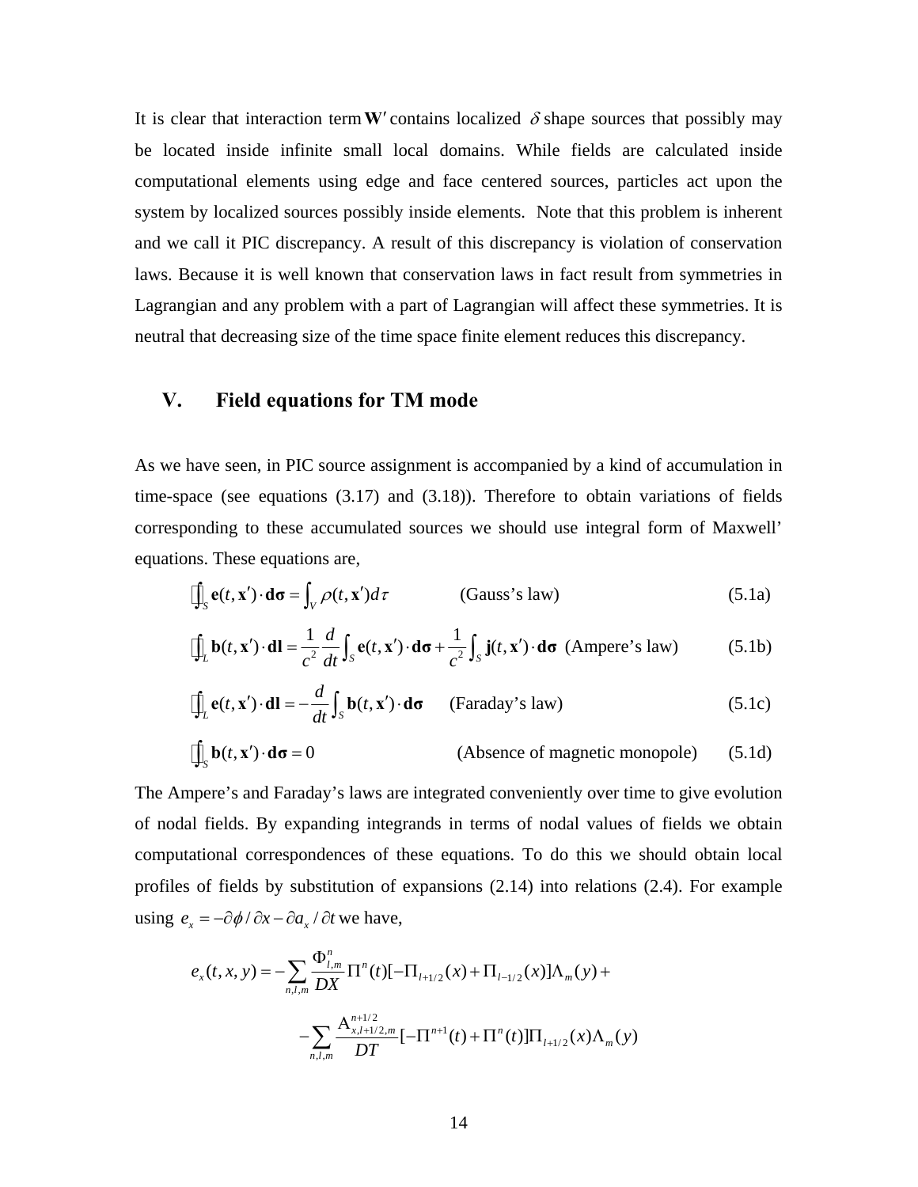It is clear that interaction term $\mathbf{W}'$ contains localized $\delta$ shape sources that possibly may be located inside infinite small local domains. While fields are calculated inside computational elements using edge and face centered sources, particles act upon the system by localized sources possibly inside elements. Note that this problem is inherent and we call it PIC discrepancy. A result of this discrepancy is violation of conservation laws. Because it is well known that conservation laws in fact result from symmetries in Lagrangian and any problem with a part of Lagrangian will affect these symmetries. It is neutral that decreasing size of the time space finite element reduces this discrepancy.

## V. Field equations for TM mode

As we have seen, in PIC source assignment is accompanied by a kind of accumulation in time-space (see equations (3.17) and (3.18)). Therefore to obtain variations of fields corresponding to these accumulated sources we should use integral form of Maxwell' equations. These equations are,

$$\oint_S \mathbf{e}(t,\mathbf{x}')\cdot\mathbf{d\sigma} = \int_V \rho(t,\mathbf{x}')d\tau \qquad \text{(Gauss's law)} \tag{5.1a}$$

$$\oint_L \mathbf{b}(t,\mathbf{x}')\cdot\mathbf{dl} = \frac{1}{c^2}\frac{d}{dt}\int_S \mathbf{e}(t,\mathbf{x}')\cdot\mathbf{d\sigma} + \frac{1}{c^2}\int_S \mathbf{j}(t,\mathbf{x}')\cdot\mathbf{d\sigma} \quad \text{(Ampere's law)} \tag{5.1b}$$

$$\oint_L \mathbf{e}(t,\mathbf{x}')\cdot\mathbf{dl} = -\frac{d}{dt}\int_S \mathbf{b}(t,\mathbf{x}')\cdot\mathbf{d\sigma} \qquad \text{(Faraday's law)} \tag{5.1c}$$

$$\oint_S \mathbf{b}(t,\mathbf{x}')\cdot\mathbf{d\sigma} = 0 \qquad \text{(Absence of magnetic monopole)} \tag{5.1d}$$

The Ampere's and Faraday's laws are integrated conveniently over time to give evolution of nodal fields. By expanding integrands in terms of nodal values of fields we obtain computational correspondences of these equations. To do this we should obtain local profiles of fields by substitution of expansions (2.14) into relations (2.4). For example using $e_x = -\partial\phi/\partial x - \partial a_x/\partial t$ we have,

$$e_x(t,x,y) = -\sum_{n,l,m}\frac{\Phi^n_{l,m}}{DX}\Pi^n(t)[-\Pi_{l+1/2}(x)+\Pi_{l-1/2}(x)]\Lambda_m(y) +$$

$$-\sum_{n,l,m}\frac{\mathrm{A}^{n+1/2}_{x,l+1/2,m}}{DT}[-\Pi^{n+1}(t)+\Pi^n(t)]\Pi_{l+1/2}(x)\Lambda_m(y)$$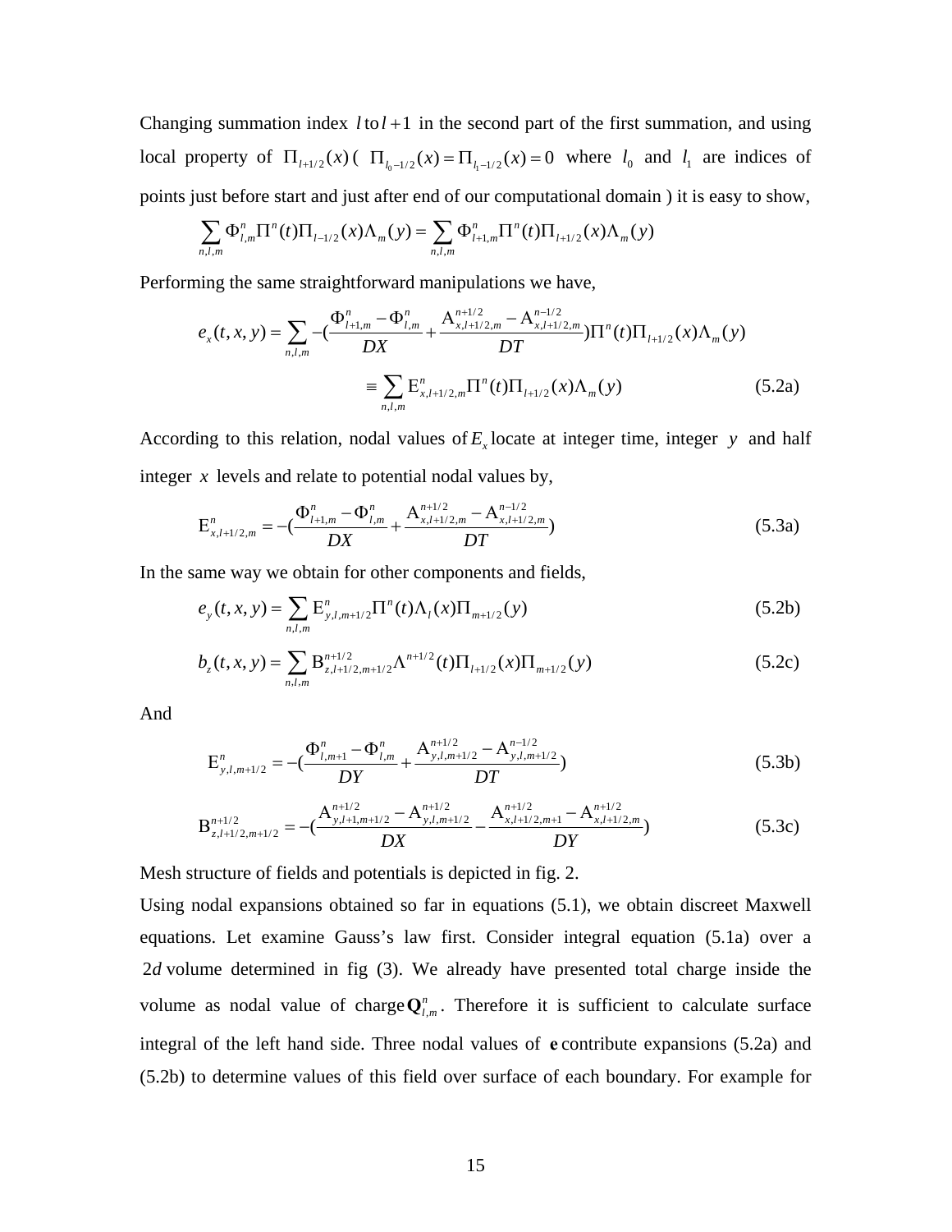Changing summation index $l$ to $l+1$ in the second part of the first summation, and using local property of $\Pi_{l+1/2}(x)$ ( $\Pi_{l_0-1/2}(x) = \Pi_{l_1-1/2}(x) = 0$ where $l_0$ and $l_1$ are indices of points just before start and just after end of our computational domain ) it is easy to show,

$$\sum_{n,l,m} \Phi^n_{l,m} \Pi^n(t) \Pi_{l-1/2}(x) \Lambda_m(y) = \sum_{n,l,m} \Phi^n_{l+1,m} \Pi^n(t) \Pi_{l+1/2}(x) \Lambda_m(y)$$

Performing the same straightforward manipulations we have,

$$e_x(t,x,y) = \sum_{n,l,m} -\left(\frac{\Phi^n_{l+1,m} - \Phi^n_{l,m}}{DX} + \frac{\mathrm{A}^{n+1/2}_{x,l+1/2,m} - \mathrm{A}^{n-1/2}_{x,l+1/2,m}}{DT}\right) \Pi^n(t) \Pi_{l+1/2}(x) \Lambda_m(y)$$

$$\equiv \sum_{n,l,m} \mathrm{E}^n_{x,l+1/2,m} \Pi^n(t) \Pi_{l+1/2}(x) \Lambda_m(y) \qquad (5.2a)$$

According to this relation, nodal values of $E_x$ locate at integer time, integer $y$ and half integer $x$ levels and relate to potential nodal values by,

$$\mathrm{E}^n_{x,l+1/2,m} = -\left(\frac{\Phi^n_{l+1,m} - \Phi^n_{l,m}}{DX} + \frac{\mathrm{A}^{n+1/2}_{x,l+1/2,m} - \mathrm{A}^{n-1/2}_{x,l+1/2,m}}{DT}\right) \qquad (5.3a)$$

In the same way we obtain for other components and fields,

$$e_y(t,x,y) = \sum_{n,l,m} \mathrm{E}^n_{y,l,m+1/2} \Pi^n(t) \Lambda_l(x) \Pi_{m+1/2}(y) \qquad (5.2b)$$

$$b_z(t,x,y) = \sum_{n,l,m} \mathrm{B}^{n+1/2}_{z,l+1/2,m+1/2} \Lambda^{n+1/2}(t) \Pi_{l+1/2}(x) \Pi_{m+1/2}(y) \qquad (5.2c)$$

And

$$\mathrm{E}^n_{y,l,m+1/2} = -\left(\frac{\Phi^n_{l,m+1} - \Phi^n_{l,m}}{DY} + \frac{\mathrm{A}^{n+1/2}_{y,l,m+1/2} - \mathrm{A}^{n-1/2}_{y,l,m+1/2}}{DT}\right) \qquad (5.3b)$$

$$\mathrm{B}^{n+1/2}_{z,l+1/2,m+1/2} = -\left(\frac{\mathrm{A}^{n+1/2}_{y,l+1,m+1/2} - \mathrm{A}^{n+1/2}_{y,l,m+1/2}}{DX} - \frac{\mathrm{A}^{n+1/2}_{x,l+1/2,m+1} - \mathrm{A}^{n+1/2}_{x,l+1/2,m}}{DY}\right) \qquad (5.3c)$$

Mesh structure of fields and potentials is depicted in fig. 2.

Using nodal expansions obtained so far in equations (5.1), we obtain discreet Maxwell equations. Let examine Gauss's law first. Consider integral equation (5.1a) over a $2d$ volume determined in fig (3). We already have presented total charge inside the volume as nodal value of charge $\mathbf{Q}^n_{l,m}$. Therefore it is sufficient to calculate surface integral of the left hand side. Three nodal values of $\mathbf{e}$ contribute expansions (5.2a) and (5.2b) to determine values of this field over surface of each boundary. For example for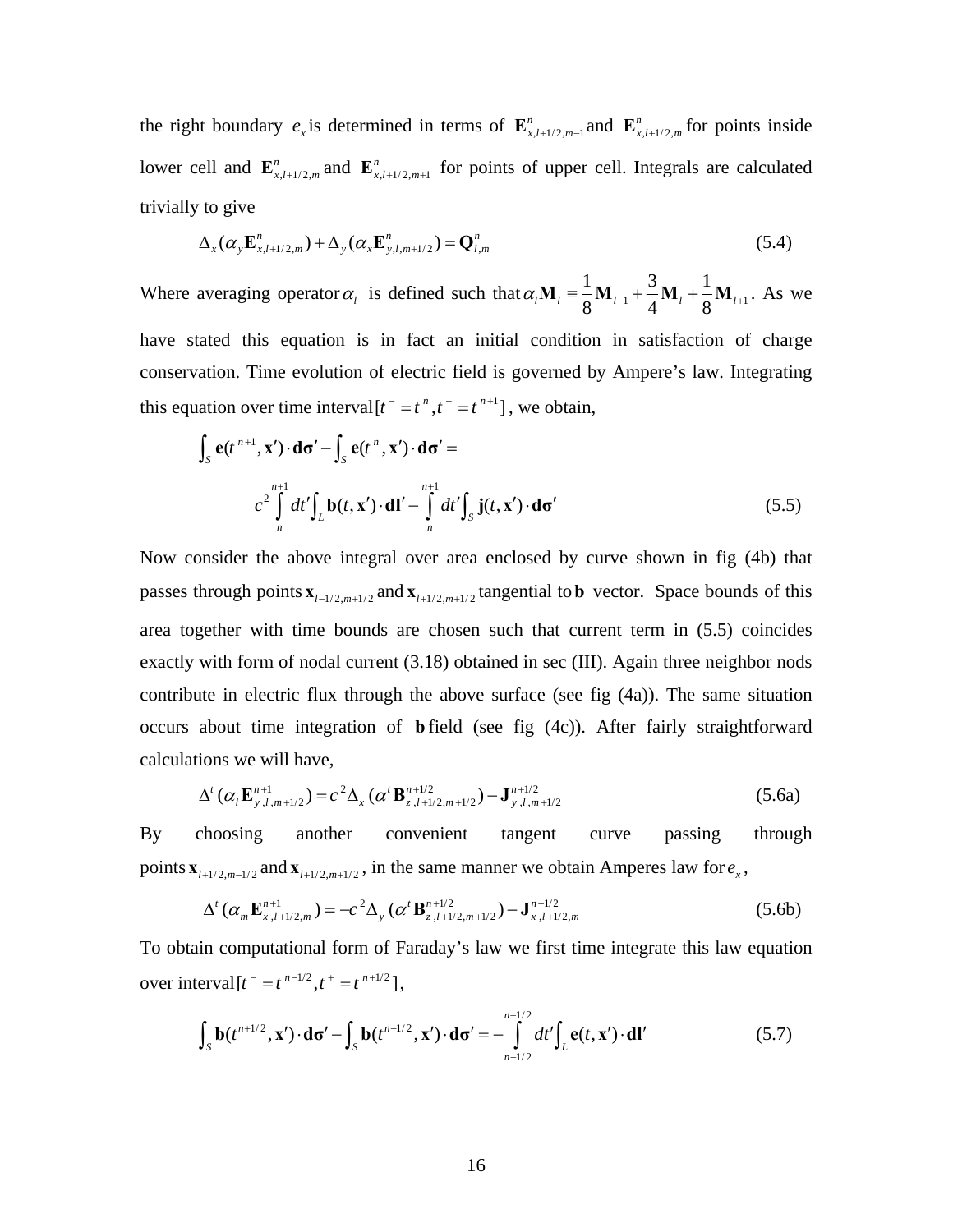the right boundary $e_x$ is determined in terms of $\mathbf{E}^n_{x,l+1/2,m-1}$ and $\mathbf{E}^n_{x,l+1/2,m}$ for points inside lower cell and $\mathbf{E}^n_{x,l+1/2,m}$ and $\mathbf{E}^n_{x,l+1/2,m+1}$ for points of upper cell. Integrals are calculated trivially to give

$$\Delta_x(\alpha_y \mathbf{E}^n_{x,l+1/2,m}) + \Delta_y(\alpha_x \mathbf{E}^n_{y,l,m+1/2}) = \mathbf{Q}^n_{l,m} \tag{5.4}$$

Where averaging operator $\alpha_l$ is defined such that $\alpha_l \mathbf{M}_l \equiv \frac{1}{8}\mathbf{M}_{l-1} + \frac{3}{4}\mathbf{M}_l + \frac{1}{8}\mathbf{M}_{l+1}$. As we have stated this equation is in fact an initial condition in satisfaction of charge conservation. Time evolution of electric field is governed by Ampere's law. Integrating this equation over time interval $[t^- = t^n, t^+ = t^{n+1}]$, we obtain,

$$\int_S \mathbf{e}(t^{n+1}, \mathbf{x}') \cdot \mathbf{d\sigma}' - \int_S \mathbf{e}(t^n, \mathbf{x}') \cdot \mathbf{d\sigma}' =$$

$$c^2 \int_n^{n+1} dt' \int_L \mathbf{b}(t, \mathbf{x}') \cdot \mathbf{dl}' - \int_n^{n+1} dt' \int_S \mathbf{j}(t, \mathbf{x}') \cdot \mathbf{d\sigma}' \tag{5.5}$$

Now consider the above integral over area enclosed by curve shown in fig (4b) that passes through points $\mathbf{x}_{l-1/2,m+1/2}$ and $\mathbf{x}_{l+1/2,m+1/2}$ tangential to $\mathbf{b}$ vector. Space bounds of this area together with time bounds are chosen such that current term in (5.5) coincides exactly with form of nodal current (3.18) obtained in sec (III). Again three neighbor nods contribute in electric flux through the above surface (see fig (4a)). The same situation occurs about time integration of $\mathbf{b}$ field (see fig (4c)). After fairly straightforward calculations we will have,

$$\Delta^t(\alpha_l \mathbf{E}^{n+1}_{y,l,m+1/2}) = c^2 \Delta_x(\alpha^t \mathbf{B}^{n+1/2}_{z,l+1/2,m+1/2}) - \mathbf{J}^{n+1/2}_{y,l,m+1/2} \tag{5.6a}$$

By choosing another convenient tangent curve passing through points $\mathbf{x}_{l+1/2,m-1/2}$ and $\mathbf{x}_{l+1/2,m+1/2}$, in the same manner we obtain Amperes law for $e_x$,

$$\Delta^t(\alpha_m \mathbf{E}^{n+1}_{x,l+1/2,m}) = -c^2 \Delta_y(\alpha^t \mathbf{B}^{n+1/2}_{z,l+1/2,m+1/2}) - \mathbf{J}^{n+1/2}_{x,l+1/2,m} \tag{5.6b}$$

To obtain computational form of Faraday's law we first time integrate this law equation over interval $[t^- = t^{n-1/2}, t^+ = t^{n+1/2}]$,

$$\int_S \mathbf{b}(t^{n+1/2}, \mathbf{x}') \cdot \mathbf{d\sigma}' - \int_S \mathbf{b}(t^{n-1/2}, \mathbf{x}') \cdot \mathbf{d\sigma}' = -\int_{n-1/2}^{n+1/2} dt' \int_L \mathbf{e}(t, \mathbf{x}') \cdot \mathbf{dl}' \tag{5.7}$$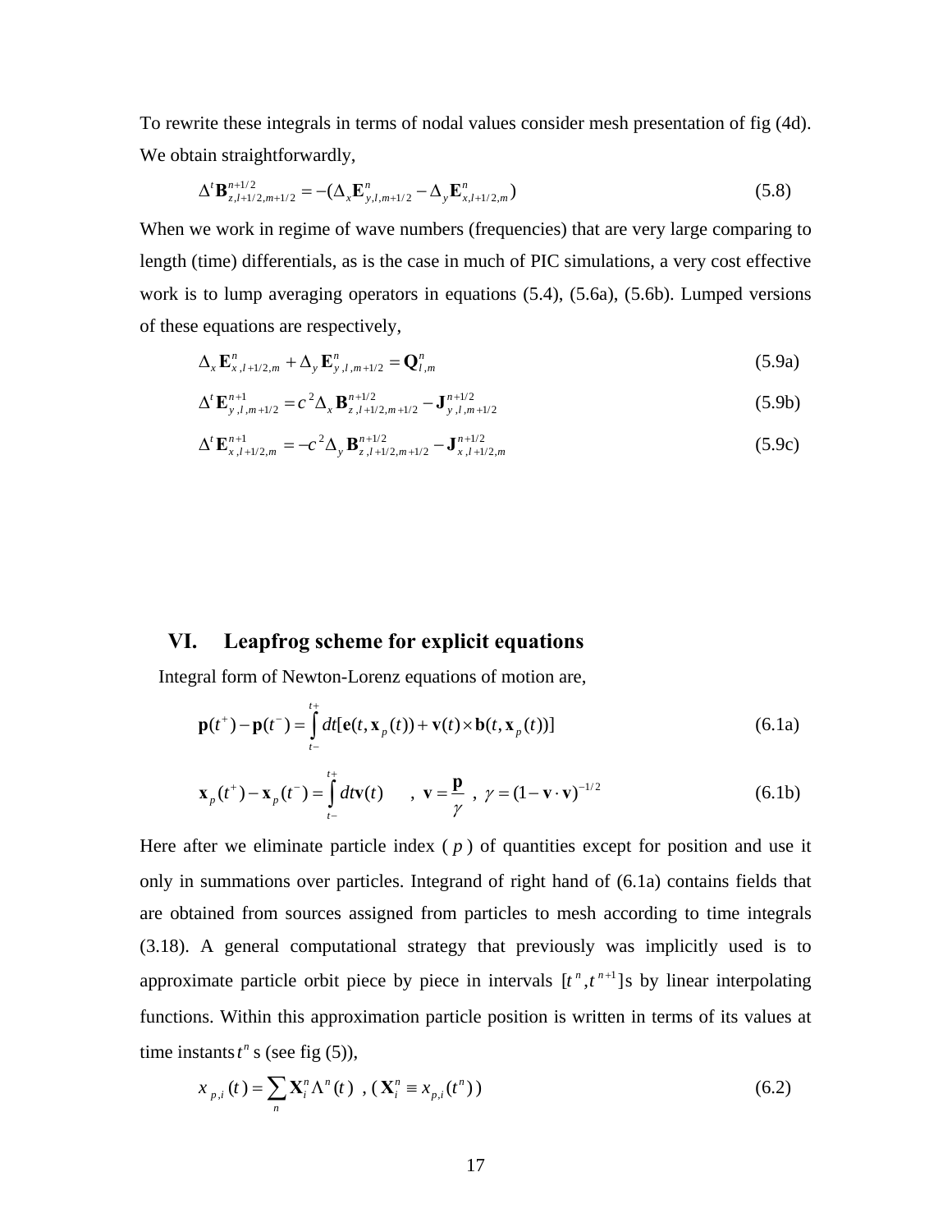To rewrite these integrals in terms of nodal values consider mesh presentation of fig (4d). We obtain straightforwardly,

$$\Delta^t \mathbf{B}^{n+1/2}_{z,l+1/2,m+1/2} = -(\Delta_x \mathbf{E}^n_{y,l,m+1/2} - \Delta_y \mathbf{E}^n_{x,l+1/2,m}) \tag{5.8}$$

When we work in regime of wave numbers (frequencies) that are very large comparing to length (time) differentials, as is the case in much of PIC simulations, a very cost effective work is to lump averaging operators in equations (5.4), (5.6a), (5.6b). Lumped versions of these equations are respectively,

$$\Delta_x \mathbf{E}^n_{x,l+1/2,m} + \Delta_y \mathbf{E}^n_{y,l,m+1/2} = \mathbf{Q}^n_{l,m} \tag{5.9a}$$

$$\Delta^t \mathbf{E}^{n+1}_{y,l,m+1/2} = c^2 \Delta_x \mathbf{B}^{n+1/2}_{z,l+1/2,m+1/2} - \mathbf{J}^{n+1/2}_{y,l,m+1/2} \tag{5.9b}$$

$$\Delta^t \mathbf{E}^{n+1}_{x,l+1/2,m} = -c^2 \Delta_y \mathbf{B}^{n+1/2}_{z,l+1/2,m+1/2} - \mathbf{J}^{n+1/2}_{x,l+1/2,m} \tag{5.9c}$$

## VI. Leapfrog scheme for explicit equations

Integral form of Newton-Lorenz equations of motion are,

$$\mathbf{p}(t^+) - \mathbf{p}(t^-) = \int_{t-}^{t+} dt[\mathbf{e}(t, \mathbf{x}_p(t)) + \mathbf{v}(t) \times \mathbf{b}(t, \mathbf{x}_p(t))] \tag{6.1a}$$

$$\mathbf{x}_p(t^+) - \mathbf{x}_p(t^-) = \int_{t-}^{t+} dt \mathbf{v}(t) \quad , \ \mathbf{v} = \frac{\mathbf{p}}{\gamma} \ , \ \gamma = (1 - \mathbf{v} \cdot \mathbf{v})^{-1/2} \tag{6.1b}$$

Here after we eliminate particle index ( $p$ ) of quantities except for position and use it only in summations over particles. Integrand of right hand of (6.1a) contains fields that are obtained from sources assigned from particles to mesh according to time integrals (3.18). A general computational strategy that previously was implicitly used is to approximate particle orbit piece by piece in intervals $[t^n, t^{n+1}]$s by linear interpolating functions. Within this approximation particle position is written in terms of its values at time instants $t^n$ s (see fig (5)),

$$x_{p,i}(t) = \sum_n \mathbf{X}^n_i \Lambda^n(t) \ \ , \ (\mathbf{X}^n_i \equiv x_{p,i}(t^n)) \tag{6.2}$$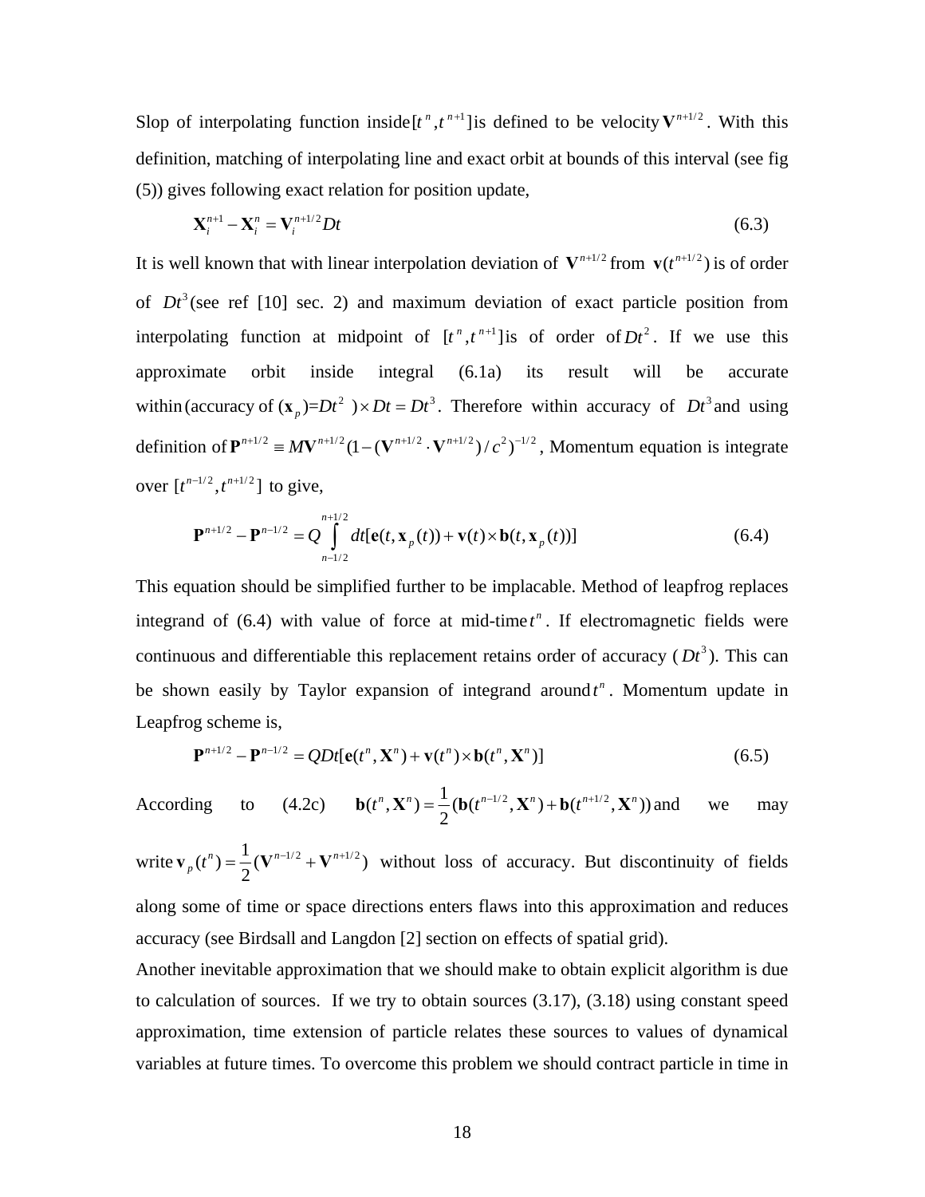Slop of interpolating function inside $[t^n, t^{n+1}]$ is defined to be velocity $\mathbf{V}^{n+1/2}$. With this definition, matching of interpolating line and exact orbit at bounds of this interval (see fig (5)) gives following exact relation for position update,

$$\mathbf{X}_i^{n+1} - \mathbf{X}_i^n = \mathbf{V}_i^{n+1/2} Dt \tag{6.3}$$

It is well known that with linear interpolation deviation of $\mathbf{V}^{n+1/2}$ from $\mathbf{v}(t^{n+1/2})$ is of order of $Dt^3$ (see ref [10] sec. 2) and maximum deviation of exact particle position from interpolating function at midpoint of $[t^n, t^{n+1}]$ is of order of $Dt^2$. If we use this approximate orbit inside integral (6.1a) its result will be accurate within $(\text{accuracy of } (\mathbf{x}_p) = Dt^2\ ) \times Dt = Dt^3$. Therefore within accuracy of $Dt^3$ and using definition of $\mathbf{P}^{n+1/2} \equiv M\mathbf{V}^{n+1/2}(1 - (\mathbf{V}^{n+1/2} \cdot \mathbf{V}^{n+1/2})/c^2)^{-1/2}$, Momentum equation is integrate over $[t^{n-1/2}, t^{n+1/2}]$ to give,

$$\mathbf{P}^{n+1/2} - \mathbf{P}^{n-1/2} = Q \int_{n-1/2}^{n+1/2} dt [\mathbf{e}(t, \mathbf{x}_p(t)) + \mathbf{v}(t) \times \mathbf{b}(t, \mathbf{x}_p(t))] \tag{6.4}$$

This equation should be simplified further to be implacable. Method of leapfrog replaces integrand of (6.4) with value of force at mid-time $t^n$. If electromagnetic fields were continuous and differentiable this replacement retains order of accuracy ($Dt^3$). This can be shown easily by Taylor expansion of integrand around $t^n$. Momentum update in Leapfrog scheme is,

$$\mathbf{P}^{n+1/2} - \mathbf{P}^{n-1/2} = QDt[\mathbf{e}(t^n, \mathbf{X}^n) + \mathbf{v}(t^n) \times \mathbf{b}(t^n, \mathbf{X}^n)] \tag{6.5}$$

According to (4.2c) $\mathbf{b}(t^n, \mathbf{X}^n) = \dfrac{1}{2}(\mathbf{b}(t^{n-1/2}, \mathbf{X}^n) + \mathbf{b}(t^{n+1/2}, \mathbf{X}^n))$ and we may write $\mathbf{v}_p(t^n) = \dfrac{1}{2}(\mathbf{V}^{n-1/2} + \mathbf{V}^{n+1/2})$ without loss of accuracy. But discontinuity of fields along some of time or space directions enters flaws into this approximation and reduces accuracy (see Birdsall and Langdon [2] section on effects of spatial grid).

Another inevitable approximation that we should make to obtain explicit algorithm is due to calculation of sources. If we try to obtain sources (3.17), (3.18) using constant speed approximation, time extension of particle relates these sources to values of dynamical variables at future times. To overcome this problem we should contract particle in time in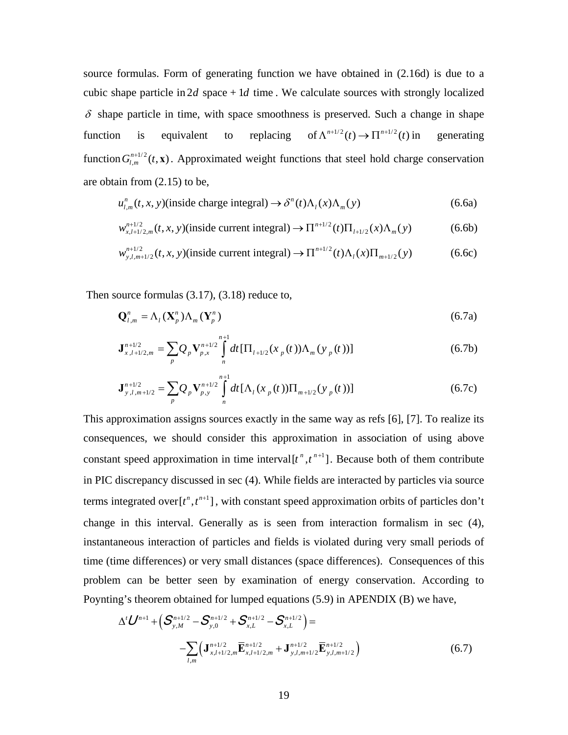source formulas. Form of generating function we have obtained in (2.16d) is due to a cubic shape particle in $2d$ space + $1d$ time. We calculate sources with strongly localized $\delta$ shape particle in time, with space smoothness is preserved. Such a change in shape function is equivalent to replacing of $\Lambda^{n+1/2}(t) \to \Pi^{n+1/2}(t)$ in generating function $G_{l,m}^{n+1/2}(t,\mathbf{x})$. Approximated weight functions that steel hold charge conservation are obtain from (2.15) to be,

$$u_{l,m}^{n}(t,x,y)(\text{inside charge integral}) \to \delta^{n}(t)\Lambda_{l}(x)\Lambda_{m}(y) \tag{6.6a}$$

$$w_{x,l+1/2,m}^{n+1/2}(t,x,y)(\text{inside current integral}) \to \Pi^{n+1/2}(t)\Pi_{l+1/2}(x)\Lambda_{m}(y) \tag{6.6b}$$

$$w_{y,l,m+1/2}^{n+1/2}(t,x,y)(\text{inside current integral}) \to \Pi^{n+1/2}(t)\Lambda_{l}(x)\Pi_{m+1/2}(y) \tag{6.6c}$$

Then source formulas (3.17), (3.18) reduce to,

$$\mathbf{Q}_{l,m}^{n} = \Lambda_{l}(\mathbf{X}_{p}^{n})\Lambda_{m}(\mathbf{Y}_{p}^{n}) \tag{6.7a}$$

$$\mathbf{J}_{x,l+1/2,m}^{n+1/2} = \sum_{p} Q_{p}\mathbf{V}_{p,x}^{n+1/2}\int_{n}^{n+1} dt[\Pi_{l+1/2}(x_{p}(t))\Lambda_{m}(y_{p}(t))] \tag{6.7b}$$

$$\mathbf{J}_{y,l,m+1/2}^{n+1/2} = \sum_{p} Q_{p}\mathbf{V}_{p,y}^{n+1/2}\int_{n}^{n+1} dt[\Lambda_{l}(x_{p}(t))\Pi_{m+1/2}(y_{p}(t))] \tag{6.7c}$$

This approximation assigns sources exactly in the same way as refs [6], [7]. To realize its consequences, we should consider this approximation in association of using above constant speed approximation in time interval $[t^{n},t^{n+1}]$. Because both of them contribute in PIC discrepancy discussed in sec (4). While fields are interacted by particles via source terms integrated over $[t^{n},t^{n+1}]$, with constant speed approximation orbits of particles don't change in this interval. Generally as is seen from interaction formalism in sec (4), instantaneous interaction of particles and fields is violated during very small periods of time (time differences) or very small distances (space differences). Consequences of this problem can be better seen by examination of energy conservation. According to Poynting's theorem obtained for lumped equations (5.9) in APENDIX (B) we have,

$$\Delta^{t}\mathcal{U}^{n+1} + \left(\mathcal{S}_{y,M}^{n+1/2} - \mathcal{S}_{y,0}^{n+1/2} + \mathcal{S}_{x,L}^{n+1/2} - \mathcal{S}_{x,L}^{n+1/2}\right) = -\sum_{l,m}\left(\mathbf{J}_{x,l+1/2,m}^{n+1/2}\overline{\mathbf{E}}_{x,l+1/2,m}^{n+1/2} + \mathbf{J}_{y,l,m+1/2}^{n+1/2}\overline{\mathbf{E}}_{y,l,m+1/2}^{n+1/2}\right) \tag{6.7}$$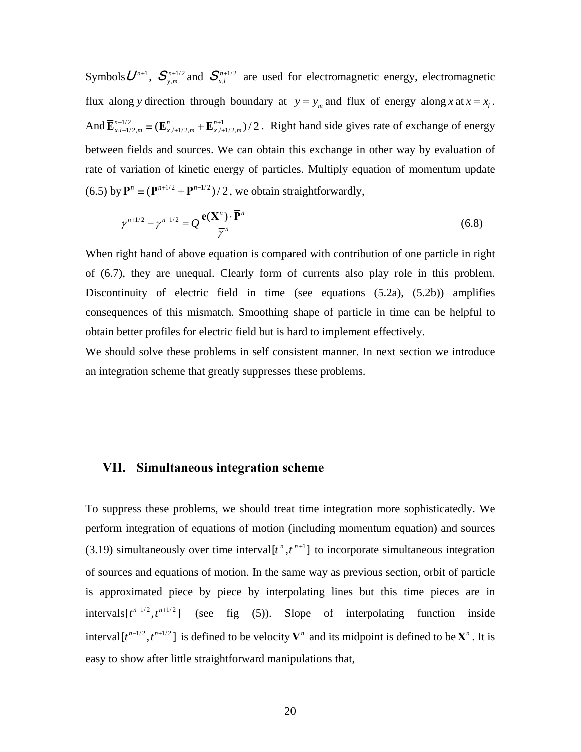Symbols $U^{n+1}$, $S^{n+1/2}_{y,m}$ and $S^{n+1/2}_{x,l}$ are used for electromagnetic energy, electromagnetic flux along $y$ direction through boundary at $y = y_m$ and flux of energy along $x$ at $x = x_l$. And $\overline{\mathbf{E}}^{n+1/2}_{x,l+1/2,m} \equiv (\mathbf{E}^{n}_{x,l+1/2,m} + \mathbf{E}^{n+1}_{x,l+1/2,m})/2$. Right hand side gives rate of exchange of energy between fields and sources. We can obtain this exchange in other way by evaluation of rate of variation of kinetic energy of particles. Multiply equation of momentum update (6.5) by $\overline{\mathbf{P}}^{n} \equiv (\mathbf{P}^{n+1/2} + \mathbf{P}^{n-1/2})/2$, we obtain straightforwardly,

$$\gamma^{n+1/2} - \gamma^{n-1/2} = Q \frac{\mathbf{e}(\mathbf{X}^n) \cdot \overline{\mathbf{P}}^n}{\overline{\gamma}^n} \tag{6.8}$$

When right hand of above equation is compared with contribution of one particle in right of (6.7), they are unequal. Clearly form of currents also play role in this problem. Discontinuity of electric field in time (see equations (5.2a), (5.2b)) amplifies consequences of this mismatch. Smoothing shape of particle in time can be helpful to obtain better profiles for electric field but is hard to implement effectively.

We should solve these problems in self consistent manner. In next section we introduce an integration scheme that greatly suppresses these problems.

## VII. Simultaneous integration scheme

To suppress these problems, we should treat time integration more sophisticatedly. We perform integration of equations of motion (including momentum equation) and sources (3.19) simultaneously over time interval $[t^n, t^{n+1}]$ to incorporate simultaneous integration of sources and equations of motion. In the same way as previous section, orbit of particle is approximated piece by piece by interpolating lines but this time pieces are in intervals $[t^{n-1/2}, t^{n+1/2}]$ (see fig (5)). Slope of interpolating function inside interval $[t^{n-1/2}, t^{n+1/2}]$ is defined to be velocity $\mathbf{V}^n$ and its midpoint is defined to be $\mathbf{X}^n$. It is easy to show after little straightforward manipulations that,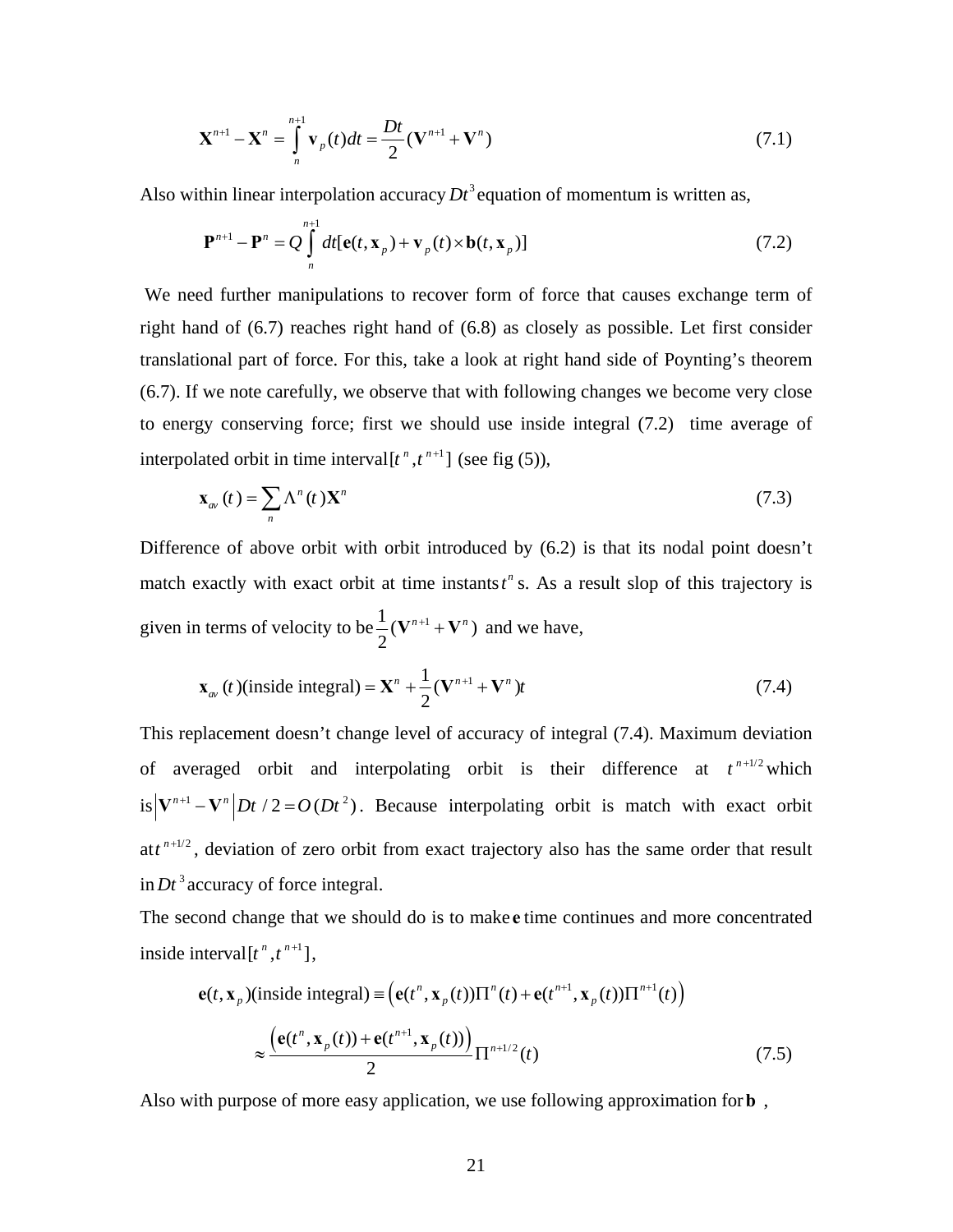$$\mathbf{X}^{n+1} - \mathbf{X}^n = \int_n^{n+1} \mathbf{v}_p(t)dt = \frac{Dt}{2}(\mathbf{V}^{n+1} + \mathbf{V}^n) \tag{7.1}$$

Also within linear interpolation accuracy $Dt^3$ equation of momentum is written as,

$$\mathbf{P}^{n+1} - \mathbf{P}^n = Q\int_n^{n+1} dt[\mathbf{e}(t,\mathbf{x}_p) + \mathbf{v}_p(t)\times \mathbf{b}(t,\mathbf{x}_p)] \tag{7.2}$$

We need further manipulations to recover form of force that causes exchange term of right hand of (6.7) reaches right hand of (6.8) as closely as possible. Let first consider translational part of force. For this, take a look at right hand side of Poynting's theorem (6.7). If we note carefully, we observe that with following changes we become very close to energy conserving force; first we should use inside integral (7.2) time average of interpolated orbit in time interval $[t^n, t^{n+1}]$ (see fig (5)),

$$\mathbf{x}_{av}(t) = \sum_n \Lambda^n(t)\mathbf{X}^n \tag{7.3}$$

Difference of above orbit with orbit introduced by (6.2) is that its nodal point doesn't match exactly with exact orbit at time instants $t^n$ s. As a result slop of this trajectory is given in terms of velocity to be $\frac{1}{2}(\mathbf{V}^{n+1} + \mathbf{V}^n)$ and we have,

$$\mathbf{x}_{av}(t)(\text{inside integral}) = \mathbf{X}^n + \frac{1}{2}(\mathbf{V}^{n+1} + \mathbf{V}^n)t \tag{7.4}$$

This replacement doesn't change level of accuracy of integral (7.4). Maximum deviation of averaged orbit and interpolating orbit is their difference at $t^{n+1/2}$ which is $\left|\mathbf{V}^{n+1} - \mathbf{V}^n\right| Dt/2 = O(Dt^2)$. Because interpolating orbit is match with exact orbit at $t^{n+1/2}$, deviation of zero orbit from exact trajectory also has the same order that result in $Dt^3$ accuracy of force integral.

The second change that we should do is to make $\mathbf{e}$ time continues and more concentrated inside interval $[t^n, t^{n+1}]$,

$$\begin{aligned}\mathbf{e}(t,\mathbf{x}_p)(\text{inside integral}) &\equiv \left(\mathbf{e}(t^n,\mathbf{x}_p(t))\Pi^n(t) + \mathbf{e}(t^{n+1},\mathbf{x}_p(t))\Pi^{n+1}(t)\right) \\ &\approx \frac{\left(\mathbf{e}(t^n,\mathbf{x}_p(t)) + \mathbf{e}(t^{n+1},\mathbf{x}_p(t))\right)}{2}\Pi^{n+1/2}(t)\end{aligned} \tag{7.5}$$

Also with purpose of more easy application, we use following approximation for $\mathbf{b}$ ,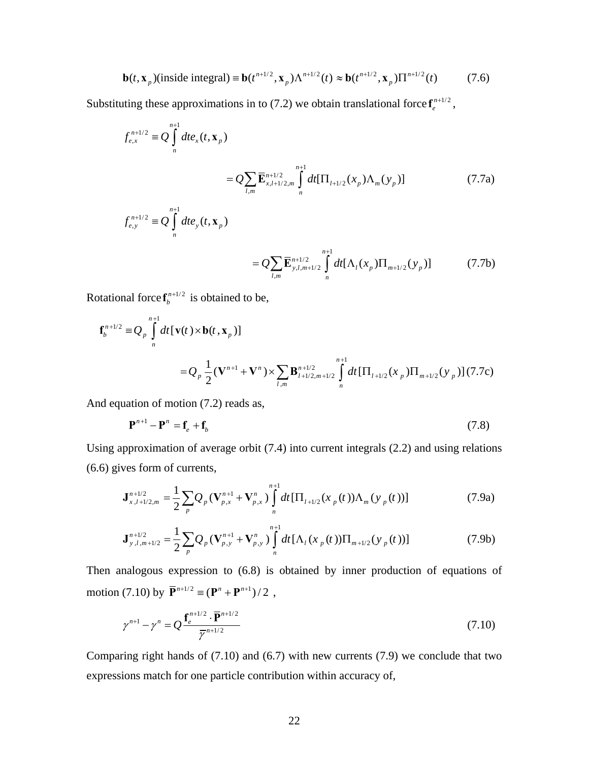$$\mathbf{b}(t, \mathbf{x}_p)(\text{inside integral}) \equiv \mathbf{b}(t^{n+1/2}, \mathbf{x}_p)\Lambda^{n+1/2}(t) \approx \mathbf{b}(t^{n+1/2}, \mathbf{x}_p)\Pi^{n+1/2}(t) \qquad (7.6)$$

Substituting these approximations in to (7.2) we obtain translational force $\mathbf{f}_e^{n+1/2}$,

$$f_{e,x}^{n+1/2} \equiv Q\int_n^{n+1} dt e_x(t, \mathbf{x}_p)$$

$$= Q\sum_{l,m} \overline{\mathbf{E}}_{x,l+1/2,m}^{n+1/2} \int_n^{n+1} dt[\Pi_{l+1/2}(x_p)\Lambda_m(y_p)] \qquad (7.7a)$$

$$f_{e,y}^{n+1/2} \equiv Q\int_n^{n+1} dt e_y(t, \mathbf{x}_p)$$

$$= Q\sum_{l,m} \overline{\mathbf{E}}_{y,l,m+1/2}^{n+1/2} \int_n^{n+1} dt[\Lambda_l(x_p)\Pi_{m+1/2}(y_p)] \qquad (7.7b)$$

Rotational force $\mathbf{f}_b^{n+1/2}$ is obtained to be,

$$\mathbf{f}_b^{n+1/2} \equiv Q_p \int_n^{n+1} dt[\mathbf{v}(t) \times \mathbf{b}(t, \mathbf{x}_p)]$$

$$= Q_p \frac{1}{2}(\mathbf{V}^{n+1} + \mathbf{V}^n) \times \sum_{l,m} \mathbf{B}_{l+1/2,m+1/2}^{n+1/2} \int_n^{n+1} dt[\Pi_{l+1/2}(x_p)\Pi_{m+1/2}(y_p)] \qquad (7.7c)$$

And equation of motion (7.2) reads as,

$$\mathbf{P}^{n+1} - \mathbf{P}^n = \mathbf{f}_e + \mathbf{f}_b \qquad (7.8)$$

Using approximation of average orbit (7.4) into current integrals (2.2) and using relations (6.6) gives form of currents,

$$\mathbf{J}_{x,l+1/2,m}^{n+1/2} = \frac{1}{2}\sum_p Q_p(\mathbf{V}_{p,x}^{n+1} + \mathbf{V}_{p,x}^n)\int_n^{n+1} dt[\Pi_{l+1/2}(x_p(t))\Lambda_m(y_p(t))] \qquad (7.9a)$$

$$\mathbf{J}_{y,l,m+1/2}^{n+1/2} = \frac{1}{2}\sum_p Q_p(\mathbf{V}_{p,y}^{n+1} + \mathbf{V}_{p,y}^n)\int_n^{n+1} dt[\Lambda_l(x_p(t))\Pi_{m+1/2}(y_p(t))] \qquad (7.9b)$$

Then analogous expression to (6.8) is obtained by inner production of equations of motion (7.10) by $\overline{\mathbf{P}}^{n+1/2} \equiv (\mathbf{P}^n + \mathbf{P}^{n+1})/2$ ,

$$\gamma^{n+1} - \gamma^n = Q\frac{\mathbf{f}_e^{n+1/2} \cdot \overline{\mathbf{P}}^{n+1/2}}{\overline{\gamma}^{n+1/2}} \qquad (7.10)$$

Comparing right hands of (7.10) and (6.7) with new currents (7.9) we conclude that two expressions match for one particle contribution within accuracy of,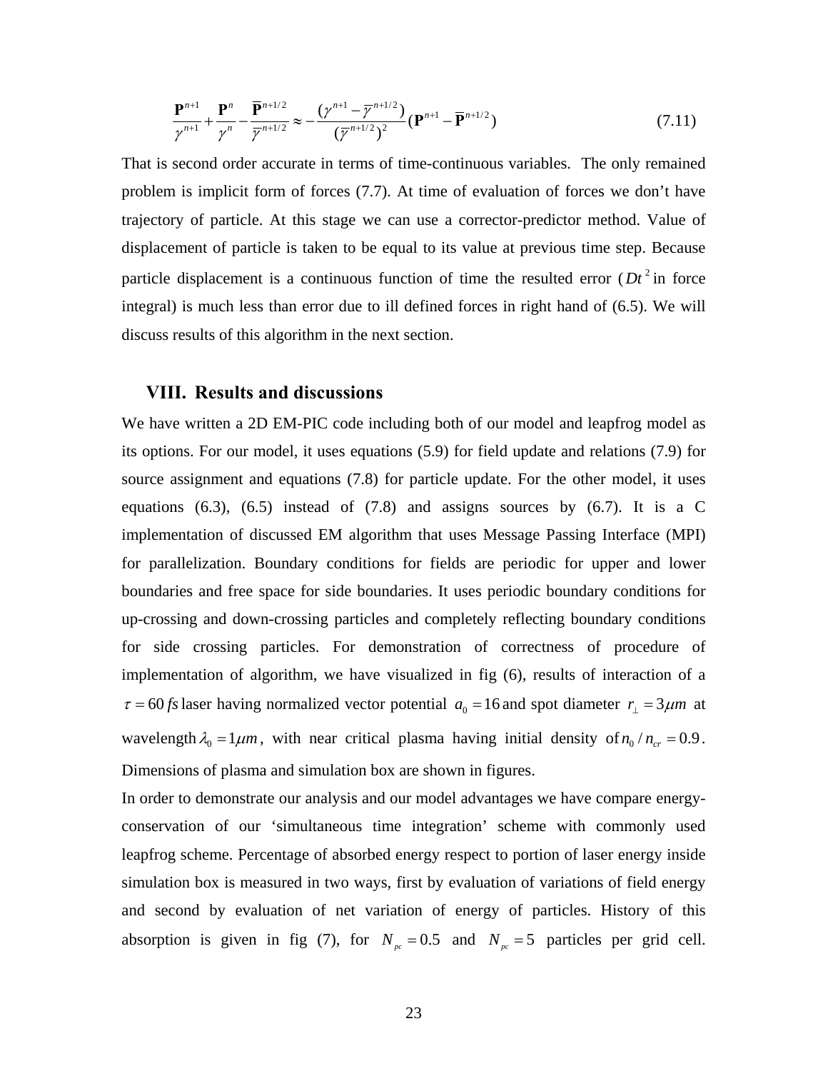$$\frac{\mathbf{P}^{n+1}}{\gamma^{n+1}}+\frac{\mathbf{P}^{n}}{\gamma^{n}}-\frac{\overline{\mathbf{P}}^{n+1/2}}{\overline{\gamma}^{n+1/2}}\approx-\frac{(\gamma^{n+1}-\overline{\gamma}^{n+1/2})}{(\overline{\gamma}^{n+1/2})^{2}}(\mathbf{P}^{n+1}-\overline{\mathbf{P}}^{n+1/2}) \tag{7.11}$$

That is second order accurate in terms of time-continuous variables. The only remained problem is implicit form of forces (7.7). At time of evaluation of forces we don't have trajectory of particle. At this stage we can use a corrector-predictor method. Value of displacement of particle is taken to be equal to its value at previous time step. Because particle displacement is a continuous function of time the resulted error ($Dt^2$ in force integral) is much less than error due to ill defined forces in right hand of (6.5). We will discuss results of this algorithm in the next section.

## VIII. Results and discussions

We have written a 2D EM-PIC code including both of our model and leapfrog model as its options. For our model, it uses equations (5.9) for field update and relations (7.9) for source assignment and equations (7.8) for particle update. For the other model, it uses equations (6.3), (6.5) instead of (7.8) and assigns sources by (6.7). It is a C implementation of discussed EM algorithm that uses Message Passing Interface (MPI) for parallelization. Boundary conditions for fields are periodic for upper and lower boundaries and free space for side boundaries. It uses periodic boundary conditions for up-crossing and down-crossing particles and completely reflecting boundary conditions for side crossing particles. For demonstration of correctness of procedure of implementation of algorithm, we have visualized in fig (6), results of interaction of a $\tau = 60\,fs$ laser having normalized vector potential $a_0 = 16$ and spot diameter $r_\perp = 3\mu m$ at wavelength $\lambda_0 = 1\mu m$, with near critical plasma having initial density of $n_0 / n_{cr} = 0.9$. Dimensions of plasma and simulation box are shown in figures.

In order to demonstrate our analysis and our model advantages we have compare energy-conservation of our 'simultaneous time integration' scheme with commonly used leapfrog scheme. Percentage of absorbed energy respect to portion of laser energy inside simulation box is measured in two ways, first by evaluation of variations of field energy and second by evaluation of net variation of energy of particles. History of this absorption is given in fig (7), for $N_{pc} = 0.5$ and $N_{pc} = 5$ particles per grid cell.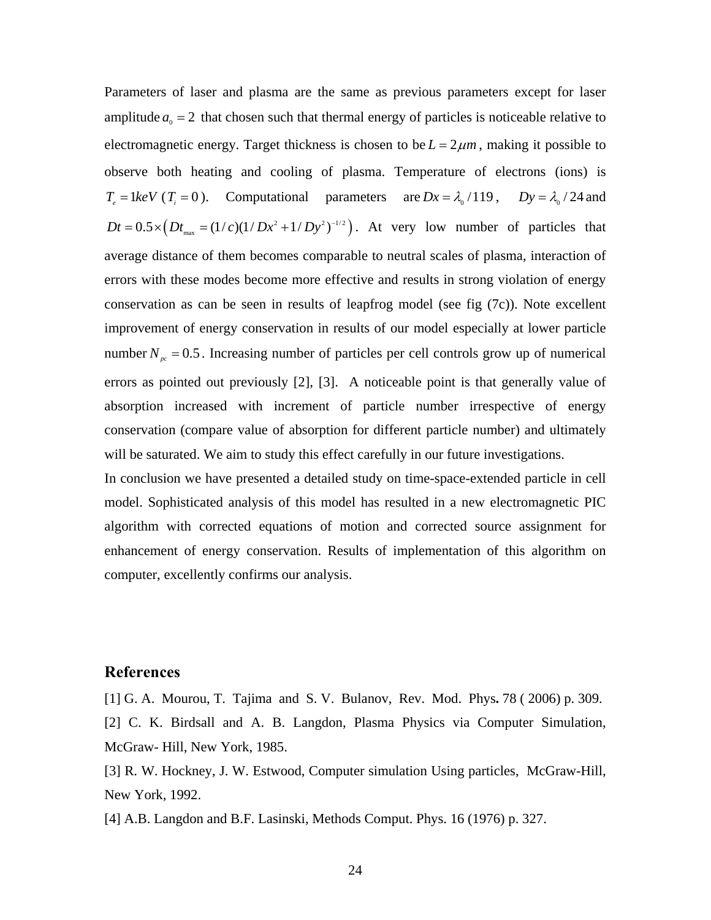Parameters of laser and plasma are the same as previous parameters except for laser amplitude $a_0 = 2$ that chosen such that thermal energy of particles is noticeable relative to electromagnetic energy. Target thickness is chosen to be $L = 2\mu m$, making it possible to observe both heating and cooling of plasma. Temperature of electrons (ions) is $T_e = 1keV$ ($T_i = 0$). Computational parameters are $Dx = \lambda_0 / 119$, $Dy = \lambda_0 / 24$ and $Dt = 0.5 \times \left( Dt_{\max} = (1/c)(1/Dx^2 + 1/Dy^2)^{-1/2} \right)$. At very low number of particles that average distance of them becomes comparable to neutral scales of plasma, interaction of errors with these modes become more effective and results in strong violation of energy conservation as can be seen in results of leapfrog model (see fig (7c)). Note excellent improvement of energy conservation in results of our model especially at lower particle number $N_{pc} = 0.5$. Increasing number of particles per cell controls grow up of numerical errors as pointed out previously [2], [3]. A noticeable point is that generally value of absorption increased with increment of particle number irrespective of energy conservation (compare value of absorption for different particle number) and ultimately will be saturated. We aim to study this effect carefully in our future investigations.

In conclusion we have presented a detailed study on time-space-extended particle in cell model. Sophisticated analysis of this model has resulted in a new electromagnetic PIC algorithm with corrected equations of motion and corrected source assignment for enhancement of energy conservation. Results of implementation of this algorithm on computer, excellently confirms our analysis.

## References

[1] G. A. Mourou, T. Tajima and S. V. Bulanov, Rev. Mod. Phys. 78 ( 2006) p. 309.

[2] C. K. Birdsall and A. B. Langdon, Plasma Physics via Computer Simulation, McGraw- Hill, New York, 1985.

[3] R. W. Hockney, J. W. Estwood, Computer simulation Using particles, McGraw-Hill, New York, 1992.

[4] A.B. Langdon and B.F. Lasinski, Methods Comput. Phys. 16 (1976) p. 327.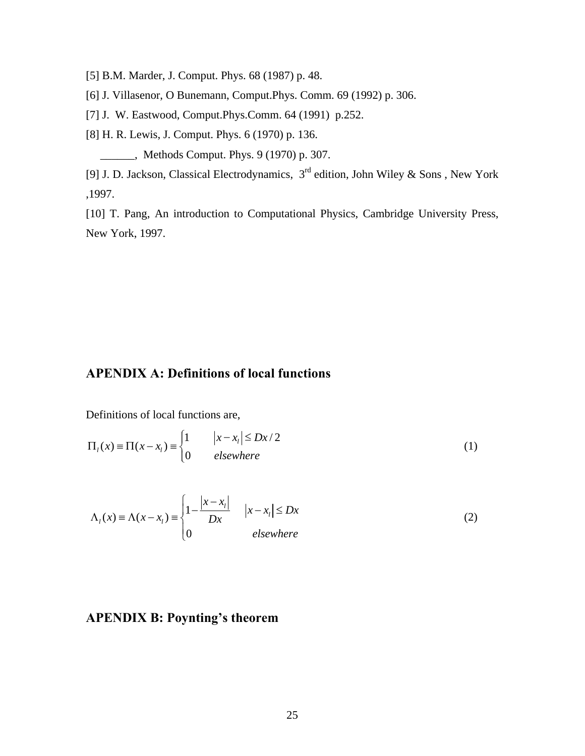[5] B.M. Marder, J. Comput. Phys. 68 (1987) p. 48.

[6] J. Villasenor, O Bunemann, Comput.Phys. Comm. 69 (1992) p. 306.

[7] J. W. Eastwood, Comput.Phys.Comm. 64 (1991) p.252.

[8] H. R. Lewis, J. Comput. Phys. 6 (1970) p. 136.

______, Methods Comput. Phys. 9 (1970) p. 307.

[9] J. D. Jackson, Classical Electrodynamics, 3rd edition, John Wiley & Sons , New York ,1997.

[10] T. Pang, An introduction to Computational Physics, Cambridge University Press, New York, 1997.

## APENDIX A: Definitions of local functions

Definitions of local functions are,

$$\Pi_l(x) \equiv \Pi(x - x_l) \equiv \begin{cases} 1 & |x - x_l| \leq Dx/2 \\ 0 & elsewhere \end{cases} \tag{1}$$

$$\Lambda_l(x) \equiv \Lambda(x - x_l) \equiv \begin{cases} 1 - \dfrac{|x - x_l|}{Dx} & |x - x_l| \leq Dx \\ 0 & elsewhere \end{cases} \tag{2}$$

## APENDIX B: Poynting's theorem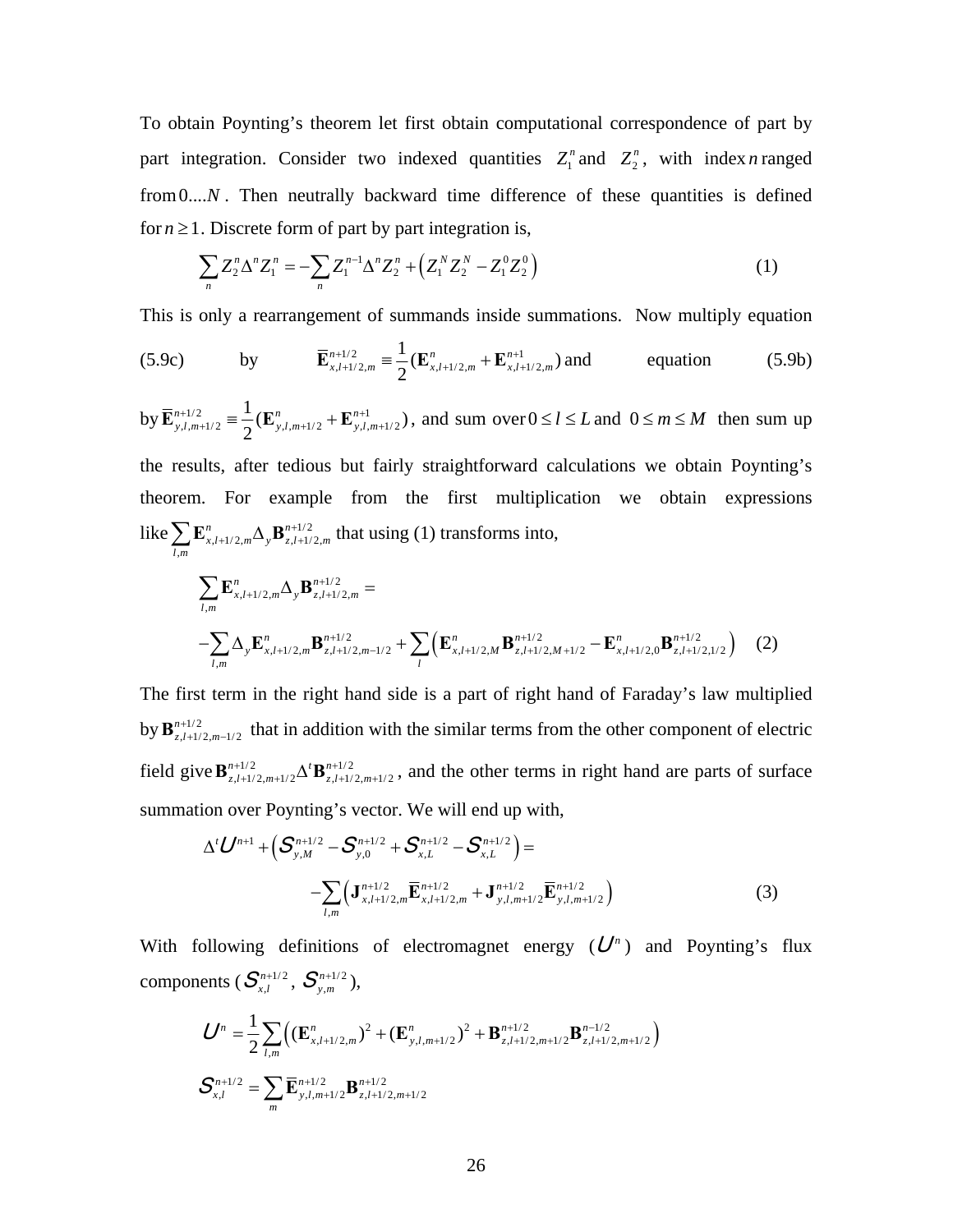To obtain Poynting's theorem let first obtain computational correspondence of part by part integration. Consider two indexed quantities $Z_1^n$ and $Z_2^n$, with index $n$ ranged from $0....N$. Then neutrally backward time difference of these quantities is defined for $n \geq 1$. Discrete form of part by part integration is,

$$\sum_n Z_2^n \Delta^n Z_1^n = -\sum_n Z_1^{n-1} \Delta^n Z_2^n + \left( Z_1^N Z_2^N - Z_1^0 Z_2^0 \right) \tag{1}$$

This is only a rearrangement of summands inside summations. Now multiply equation (5.9c) by $\overline{\mathbf{E}}^{n+1/2}_{x,l+1/2,m} \equiv \frac{1}{2}(\mathbf{E}^n_{x,l+1/2,m} + \mathbf{E}^{n+1}_{x,l+1/2,m})$ and equation (5.9b) by $\overline{\mathbf{E}}^{n+1/2}_{y,l,m+1/2} \equiv \frac{1}{2}(\mathbf{E}^n_{y,l,m+1/2} + \mathbf{E}^{n+1}_{y,l,m+1/2})$, and sum over $0 \leq l \leq L$ and $0 \leq m \leq M$ then sum up the results, after tedious but fairly straightforward calculations we obtain Poynting's theorem. For example from the first multiplication we obtain expressions like $\sum_{l,m} \mathbf{E}^n_{x,l+1/2,m} \Delta_y \mathbf{B}^{n+1/2}_{z,l+1/2,m}$ that using (1) transforms into,

$$\begin{aligned} &\sum_{l,m} \mathbf{E}^n_{x,l+1/2,m} \Delta_y \mathbf{B}^{n+1/2}_{z,l+1/2,m} = \\ &-\sum_{l,m} \Delta_y \mathbf{E}^n_{x,l+1/2,m} \mathbf{B}^{n+1/2}_{z,l+1/2,m-1/2} + \sum_l \left( \mathbf{E}^n_{x,l+1/2,M} \mathbf{B}^{n+1/2}_{z,l+1/2,M+1/2} - \mathbf{E}^n_{x,l+1/2,0} \mathbf{B}^{n+1/2}_{z,l+1/2,1/2} \right) \end{aligned} \tag{2}$$

The first term in the right hand side is a part of right hand of Faraday's law multiplied by $\mathbf{B}^{n+1/2}_{z,l+1/2,m-1/2}$ that in addition with the similar terms from the other component of electric field give $\mathbf{B}^{n+1/2}_{z,l+1/2,m+1/2} \Delta^t \mathbf{B}^{n+1/2}_{z,l+1/2,m+1/2}$, and the other terms in right hand are parts of surface summation over Poynting's vector. We will end up with,

$$\begin{aligned} \Delta^t \mathcal{U}^{n+1} + \left( \mathcal{S}^{n+1/2}_{y,M} - \mathcal{S}^{n+1/2}_{y,0} + \mathcal{S}^{n+1/2}_{x,L} - \mathcal{S}^{n+1/2}_{x,L} \right) = \\ -\sum_{l,m} \left( \mathbf{J}^{n+1/2}_{x,l+1/2,m} \overline{\mathbf{E}}^{n+1/2}_{x,l+1/2,m} + \mathbf{J}^{n+1/2}_{y,l,m+1/2} \overline{\mathbf{E}}^{n+1/2}_{y,l,m+1/2} \right) \end{aligned} \tag{3}$$

With following definitions of electromagnet energy ($\mathcal{U}^n$) and Poynting's flux components ($\mathcal{S}^{n+1/2}_{x,l}$, $\mathcal{S}^{n+1/2}_{y,m}$),

$$\mathcal{U}^n = \frac{1}{2} \sum_{l,m} \left( (\mathbf{E}^n_{x,l+1/2,m})^2 + (\mathbf{E}^n_{y,l,m+1/2})^2 + \mathbf{B}^{n+1/2}_{z,l+1/2,m+1/2} \mathbf{B}^{n-1/2}_{z,l+1/2,m+1/2} \right)$$

$$\mathcal{S}^{n+1/2}_{x,l} = \sum_m \overline{\mathbf{E}}^{n+1/2}_{y,l,m+1/2} \mathbf{B}^{n+1/2}_{z,l+1/2,m+1/2}$$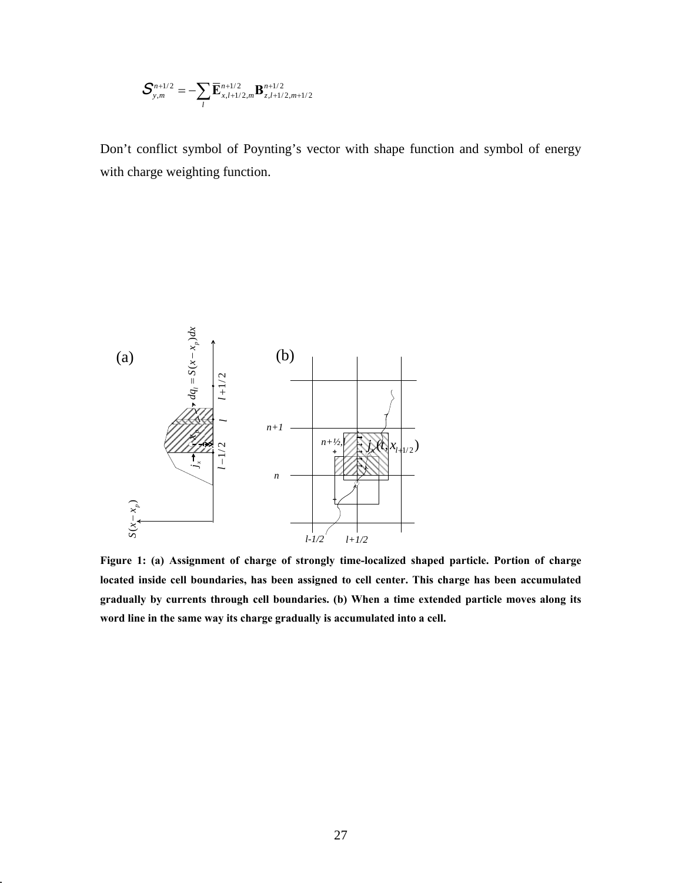$$\mathcal{S}_{y,m}^{n+1/2} = -\sum_{l} \overline{\mathbf{E}}_{x,l+1/2,m}^{n+1/2} \mathbf{B}_{z,l+1/2,m+1/2}^{n+1/2}$$

Don't conflict symbol of Poynting's vector with shape function and symbol of energy with charge weighting function.

**Figure 1: (a) Assignment of charge of strongly time-localized shaped particle. Portion of charge located inside cell boundaries, has been assigned to cell center. This charge has been accumulated gradually by currents through cell boundaries. (b) When a time extended particle moves along its word line in the same way its charge gradually is accumulated into a cell.**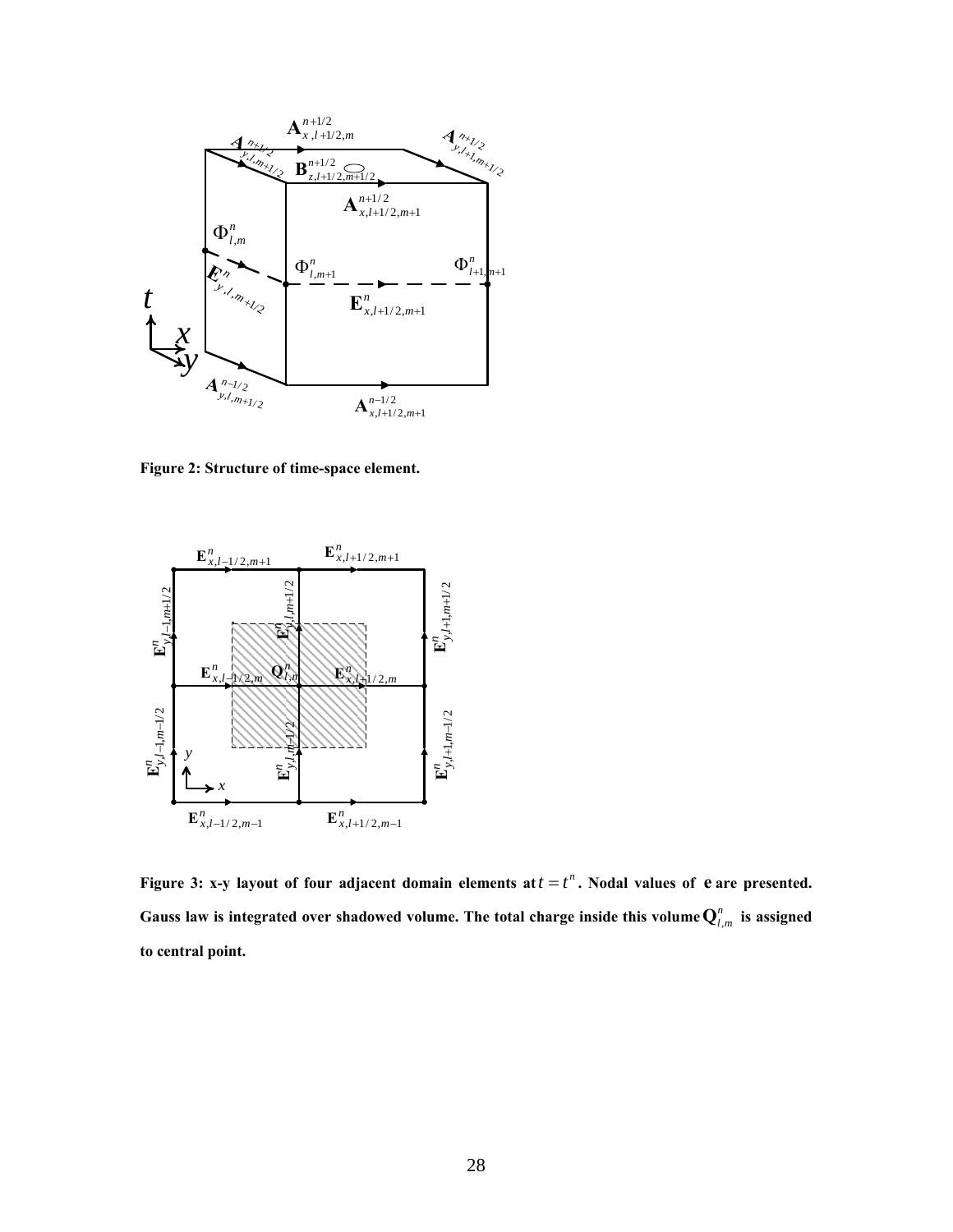**Figure 2: Structure of time-space element.**

**Figure 3: x-y layout of four adjacent domain elements at $t = t^n$. Nodal values of $\mathbf{e}$ are presented. Gauss law is integrated over shadowed volume. The total charge inside this volume $\mathbf{Q}_{l,m}^n$ is assigned to central point.**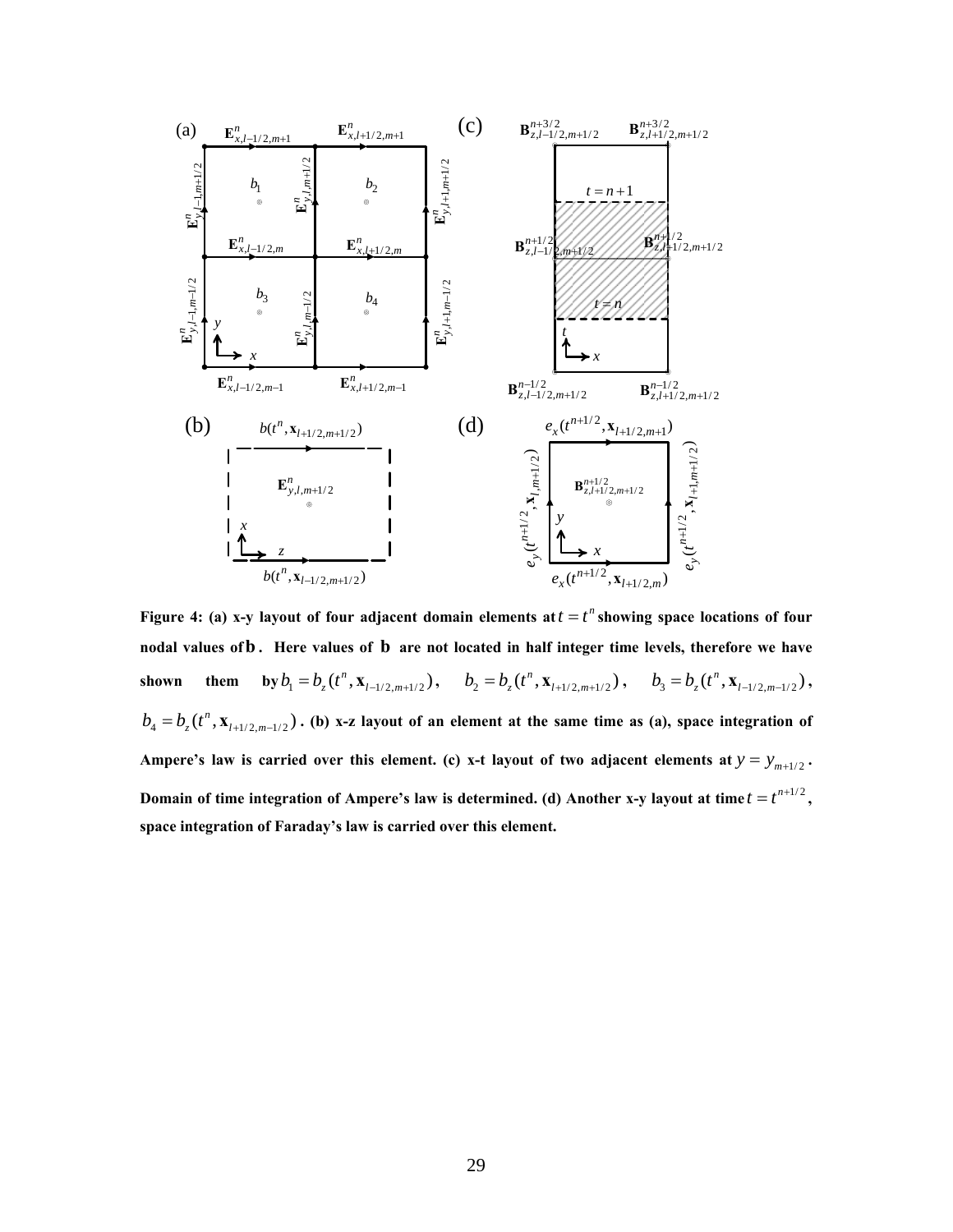**Figure 4: (a) x-y layout of four adjacent domain elements at $t = t^n$ showing space locations of four nodal values of $\mathbf{b}$. Here values of $\mathbf{b}$ are not located in half integer time levels, therefore we have shown them by $b_1 = b_z(t^n, \mathbf{x}_{l-1/2,m+1/2})$, $b_2 = b_z(t^n, \mathbf{x}_{l+1/2,m+1/2})$, $b_3 = b_z(t^n, \mathbf{x}_{l-1/2,m-1/2})$, $b_4 = b_z(t^n, \mathbf{x}_{l+1/2,m-1/2})$. (b) x-z layout of an element at the same time as (a), space integration of Ampere's law is carried over this element. (c) x-t layout of two adjacent elements at $y = y_{m+1/2}$. Domain of time integration of Ampere's law is determined. (d) Another x-y layout at time $t = t^{n+1/2}$, space integration of Faraday's law is carried over this element.**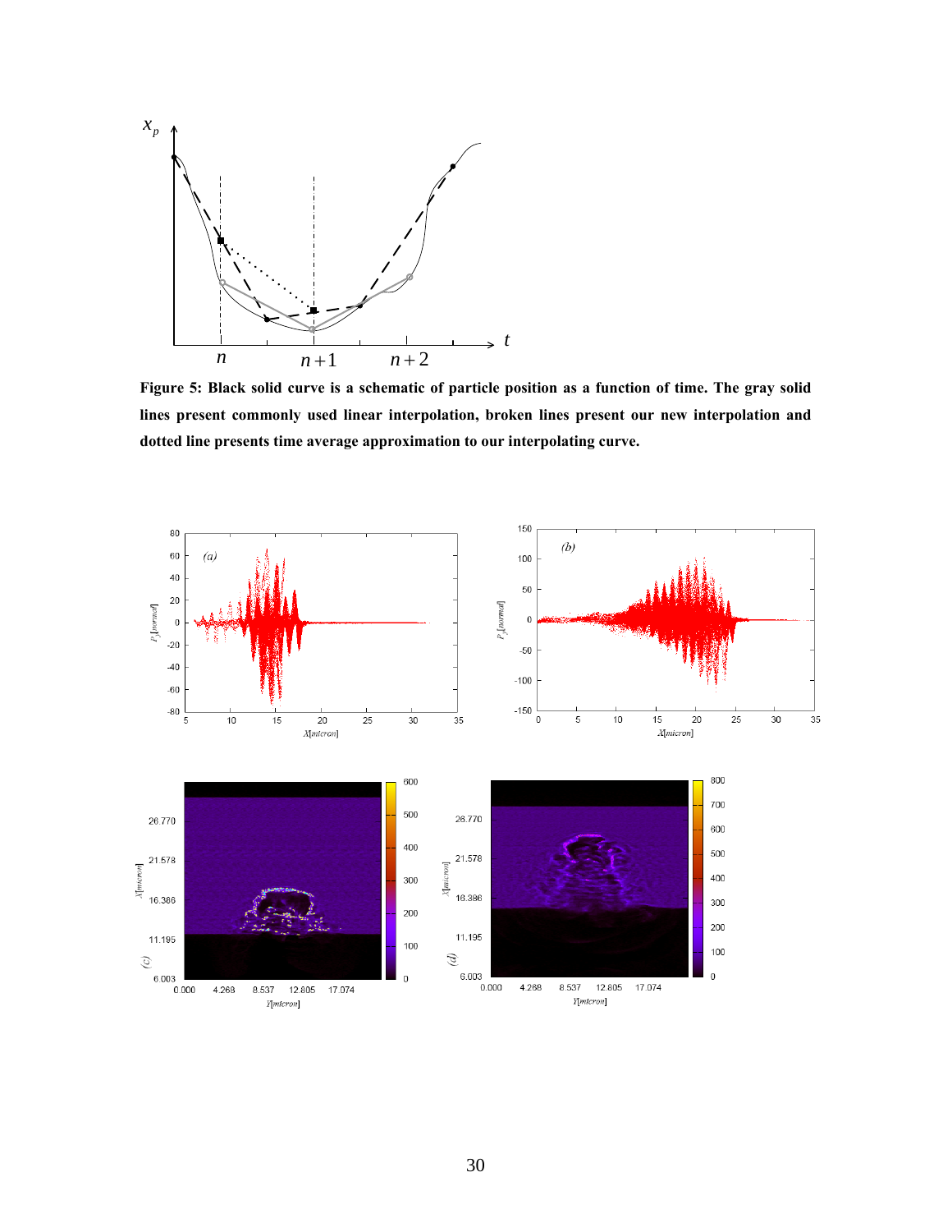**Figure 5: Black solid curve is a schematic of particle position as a function of time. The gray solid lines present commonly used linear interpolation, broken lines present our new interpolation and dotted line presents time average approximation to our interpolating curve.**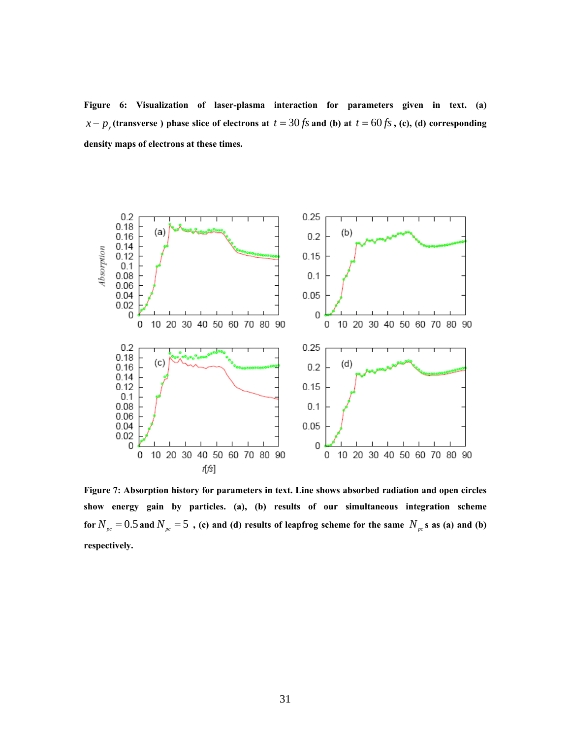**Figure 6: Visualization of laser-plasma interaction for parameters given in text. (a) $x - p_y$ (transverse ) phase slice of electrons at $t = 30\,fs$ and (b) at $t = 60\,fs$, (c), (d) corresponding density maps of electrons at these times.**

Absorption

(a)

0.2
0.18
0.16
0.14
0.12
0.1
0.08
0.06
0.04
0.02
0

0 10 20 30 40 50 60 70 80 90

(b)

0.25
0.2
0.15
0.1
0.05
0

0 10 20 30 40 50 60 70 80 90

(c)

0.2
0.18
0.16
0.14
0.12
0.1
0.08
0.06
0.04
0.02
0

0 10 20 30 40 50 60 70 80 90

t[fs]

(d)

0.25
0.2
0.15
0.1
0.05
0

0 10 20 30 40 50 60 70 80 90

**Figure 7: Absorption history for parameters in text. Line shows absorbed radiation and open circles show energy gain by particles. (a), (b) results of our simultaneous integration scheme for $N_{pc} = 0.5$ and $N_{pc} = 5$, (c) and (d) results of leapfrog scheme for the same $N_{pc}$ s as (a) and (b) respectively.**